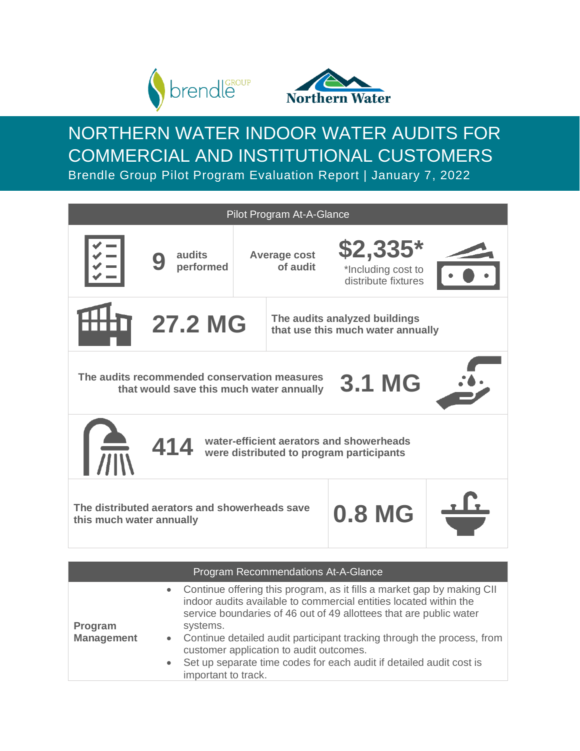# NORTHERN WATER INDOOR WATER AUDITS FOR COMMERCIAL AND INSTITUTIONAL CUSTOMERS

Brendle Group Pilot Program Evaluation Report | January 7, 2022

## Pilot Program At-A-Glance

| | |
|---|---|
| **9** audits performed | **Average cost of audit** **$2,335*** <br> *Including cost to distribute fixtures |
| **27.2 MG** | **The audits analyzed buildings that use this much water annually** |
| **The audits recommended conservation measures that would save this much water annually** | **3.1 MG** |
| **414** | **water-efficient aerators and showerheads were distributed to program participants** |
| **The distributed aerators and showerheads save this much water annually** | **0.8 MG** |

## Program Recommendations At-A-Glance

| | |
|---|---|
| **Program Management** | • Continue offering this program, as it fills a market gap by making CII indoor audits available to commercial entities located within the service boundaries of 46 out of 49 allottees that are public water systems.<br>• Continue detailed audit participant tracking through the process, from customer application to audit outcomes.<br>• Set up separate time codes for each audit if detailed audit cost is important to track. |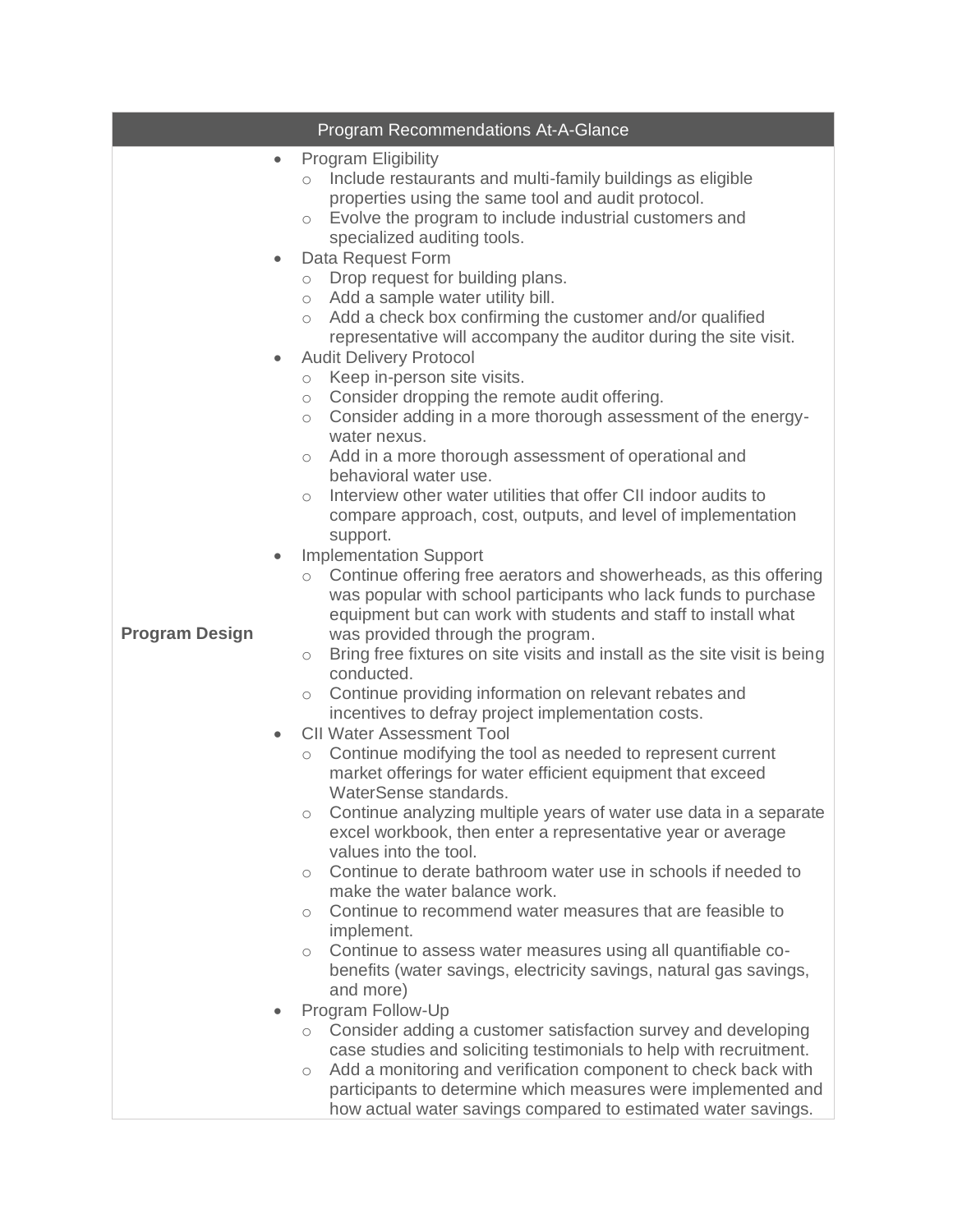| Program Recommendations At-A-Glance | |
|---|---|
| **Program Design** | • Program Eligibility<br>  ○ Include restaurants and multi-family buildings as eligible properties using the same tool and audit protocol.<br>  ○ Evolve the program to include industrial customers and specialized auditing tools.<br>• Data Request Form<br>  ○ Drop request for building plans.<br>  ○ Add a sample water utility bill.<br>  ○ Add a check box confirming the customer and/or qualified representative will accompany the auditor during the site visit.<br>• Audit Delivery Protocol<br>  ○ Keep in-person site visits.<br>  ○ Consider dropping the remote audit offering.<br>  ○ Consider adding in a more thorough assessment of the energy-water nexus.<br>  ○ Add in a more thorough assessment of operational and behavioral water use.<br>  ○ Interview other water utilities that offer CII indoor audits to compare approach, cost, outputs, and level of implementation support.<br>• Implementation Support<br>  ○ Continue offering free aerators and showerheads, as this offering was popular with school participants who lack funds to purchase equipment but can work with students and staff to install what was provided through the program.<br>  ○ Bring free fixtures on site visits and install as the site visit is being conducted.<br>  ○ Continue providing information on relevant rebates and incentives to defray project implementation costs.<br>• CII Water Assessment Tool<br>  ○ Continue modifying the tool as needed to represent current market offerings for water efficient equipment that exceed WaterSense standards.<br>  ○ Continue analyzing multiple years of water use data in a separate excel workbook, then enter a representative year or average values into the tool.<br>  ○ Continue to derate bathroom water use in schools if needed to make the water balance work.<br>  ○ Continue to recommend water measures that are feasible to implement.<br>  ○ Continue to assess water measures using all quantifiable co-benefits (water savings, electricity savings, natural gas savings, and more)<br>• Program Follow-Up<br>  ○ Consider adding a customer satisfaction survey and developing case studies and soliciting testimonials to help with recruitment.<br>  ○ Add a monitoring and verification component to check back with participants to determine which measures were implemented and how actual water savings compared to estimated water savings. |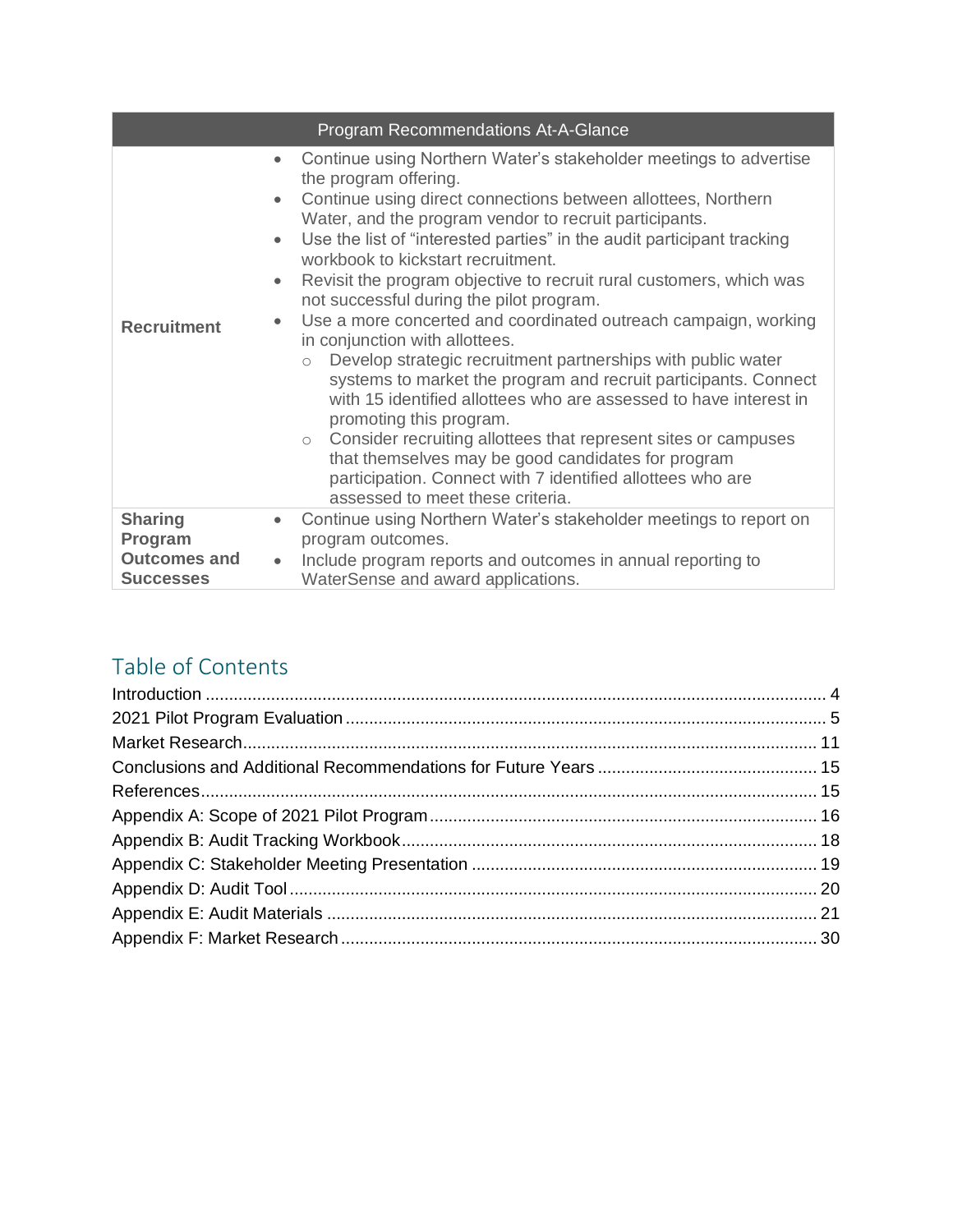| Program Recommendations At-A-Glance | |
|---|---|
| **Recruitment** | • Continue using Northern Water's stakeholder meetings to advertise the program offering.<br>• Continue using direct connections between allottees, Northern Water, and the program vendor to recruit participants.<br>• Use the list of "interested parties" in the audit participant tracking workbook to kickstart recruitment.<br>• Revisit the program objective to recruit rural customers, which was not successful during the pilot program.<br>• Use a more concerted and coordinated outreach campaign, working in conjunction with allottees.<br>  ○ Develop strategic recruitment partnerships with public water systems to market the program and recruit participants. Connect with 15 identified allottees who are assessed to have interest in promoting this program.<br>  ○ Consider recruiting allottees that represent sites or campuses that themselves may be good candidates for program participation. Connect with 7 identified allottees who are assessed to meet these criteria. |
| **Sharing Program Outcomes and Successes** | • Continue using Northern Water's stakeholder meetings to report on program outcomes.<br>• Include program reports and outcomes in annual reporting to WaterSense and award applications. |

## Table of Contents

Introduction ..... 4
2021 Pilot Program Evaluation ..... 5
Market Research ..... 11
Conclusions and Additional Recommendations for Future Years ..... 15
References ..... 15
Appendix A: Scope of 2021 Pilot Program ..... 16
Appendix B: Audit Tracking Workbook ..... 18
Appendix C: Stakeholder Meeting Presentation ..... 19
Appendix D: Audit Tool ..... 20
Appendix E: Audit Materials ..... 21
Appendix F: Market Research ..... 30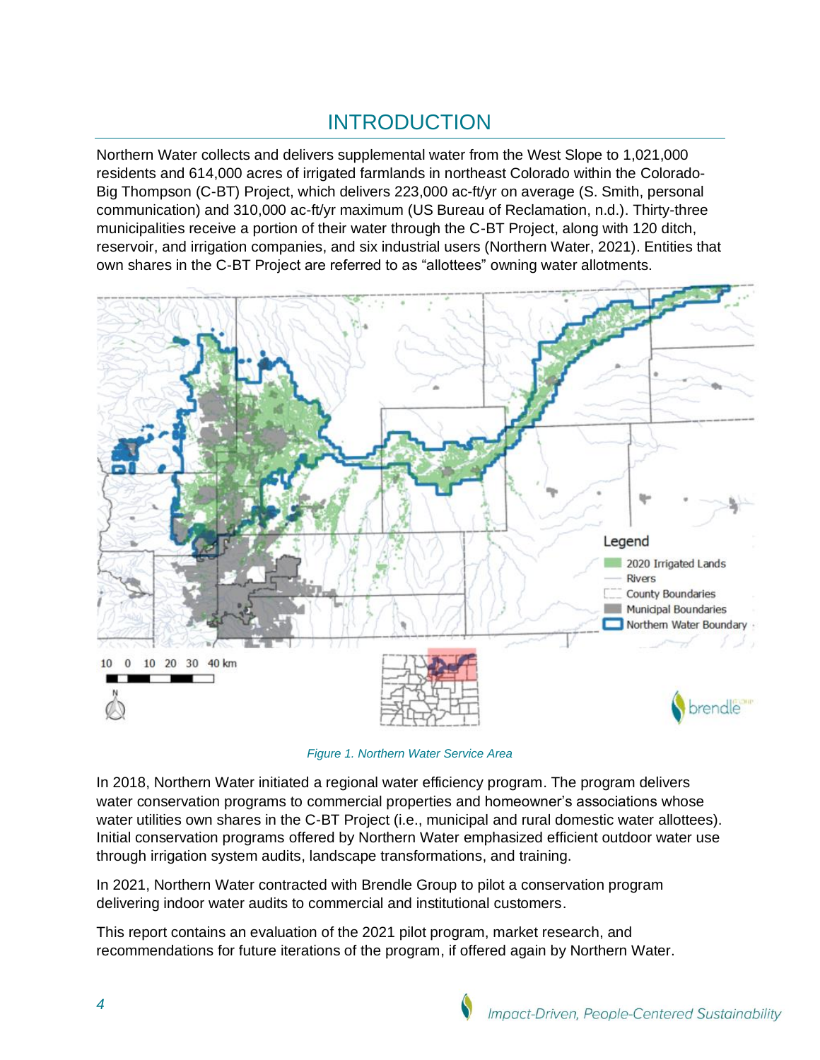# INTRODUCTION

Northern Water collects and delivers supplemental water from the West Slope to 1,021,000 residents and 614,000 acres of irrigated farmlands in northeast Colorado within the Colorado-Big Thompson (C-BT) Project, which delivers 223,000 ac-ft/yr on average (S. Smith, personal communication) and 310,000 ac-ft/yr maximum (US Bureau of Reclamation, n.d.). Thirty-three municipalities receive a portion of their water through the C-BT Project, along with 120 ditch, reservoir, and irrigation companies, and six industrial users (Northern Water, 2021). Entities that own shares in the C-BT Project are referred to as "allottees" owning water allotments.

*Figure 1. Northern Water Service Area*

In 2018, Northern Water initiated a regional water efficiency program. The program delivers water conservation programs to commercial properties and homeowner's associations whose water utilities own shares in the C-BT Project (i.e., municipal and rural domestic water allottees). Initial conservation programs offered by Northern Water emphasized efficient outdoor water use through irrigation system audits, landscape transformations, and training.

In 2021, Northern Water contracted with Brendle Group to pilot a conservation program delivering indoor water audits to commercial and institutional customers.

This report contains an evaluation of the 2021 pilot program, market research, and recommendations for future iterations of the program, if offered again by Northern Water.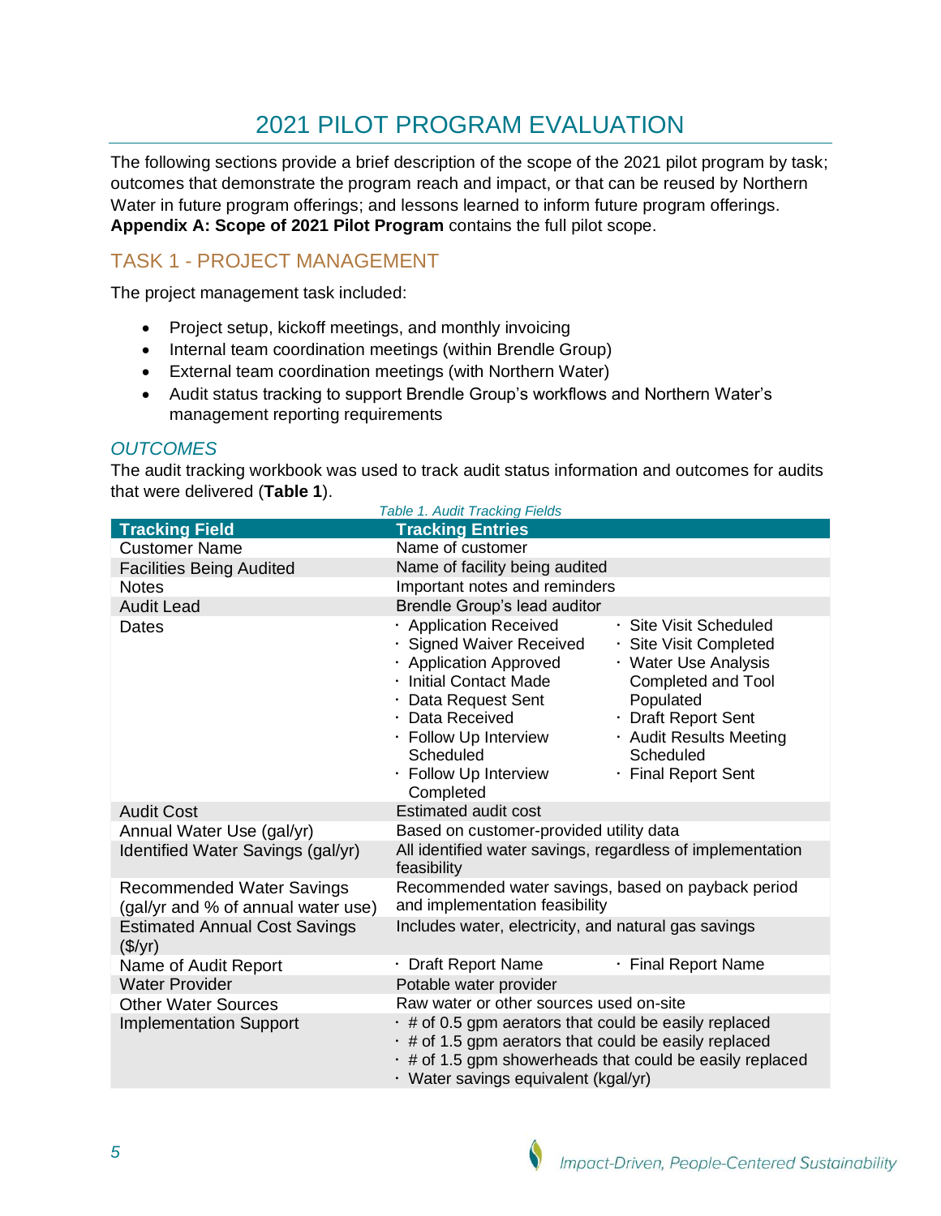# 2021 PILOT PROGRAM EVALUATION

The following sections provide a brief description of the scope of the 2021 pilot program by task; outcomes that demonstrate the program reach and impact, or that can be reused by Northern Water in future program offerings; and lessons learned to inform future program offerings. **Appendix A: Scope of 2021 Pilot Program** contains the full pilot scope.

## TASK 1 - PROJECT MANAGEMENT

The project management task included:

- Project setup, kickoff meetings, and monthly invoicing
- Internal team coordination meetings (within Brendle Group)
- External team coordination meetings (with Northern Water)
- Audit status tracking to support Brendle Group's workflows and Northern Water's management reporting requirements

### *OUTCOMES*

The audit tracking workbook was used to track audit status information and outcomes for audits that were delivered (**Table 1**).

*Table 1. Audit Tracking Fields*

| Tracking Field | Tracking Entries |
|---|---|
| Customer Name | Name of customer |
| Facilities Being Audited | Name of facility being audited |
| Notes | Important notes and reminders |
| Audit Lead | Brendle Group's lead auditor |
| Dates | · Application Received<br>· Signed Waiver Received<br>· Application Approved<br>· Initial Contact Made<br>· Data Request Sent<br>· Data Received<br>· Follow Up Interview Scheduled<br>· Follow Up Interview Completed<br>· Site Visit Scheduled<br>· Site Visit Completed<br>· Water Use Analysis Completed and Tool Populated<br>· Draft Report Sent<br>· Audit Results Meeting Scheduled<br>· Final Report Sent |
| Audit Cost | Estimated audit cost |
| Annual Water Use (gal/yr) | Based on customer-provided utility data |
| Identified Water Savings (gal/yr) | All identified water savings, regardless of implementation feasibility |
| Recommended Water Savings (gal/yr and % of annual water use) | Recommended water savings, based on payback period and implementation feasibility |
| Estimated Annual Cost Savings ($/yr) | Includes water, electricity, and natural gas savings |
| Name of Audit Report | · Draft Report Name<br>· Final Report Name |
| Water Provider | Potable water provider |
| Other Water Sources | Raw water or other sources used on-site |
| Implementation Support | · # of 0.5 gpm aerators that could be easily replaced<br>· # of 1.5 gpm aerators that could be easily replaced<br>· # of 1.5 gpm showerheads that could be easily replaced<br>· Water savings equivalent (kgal/yr) |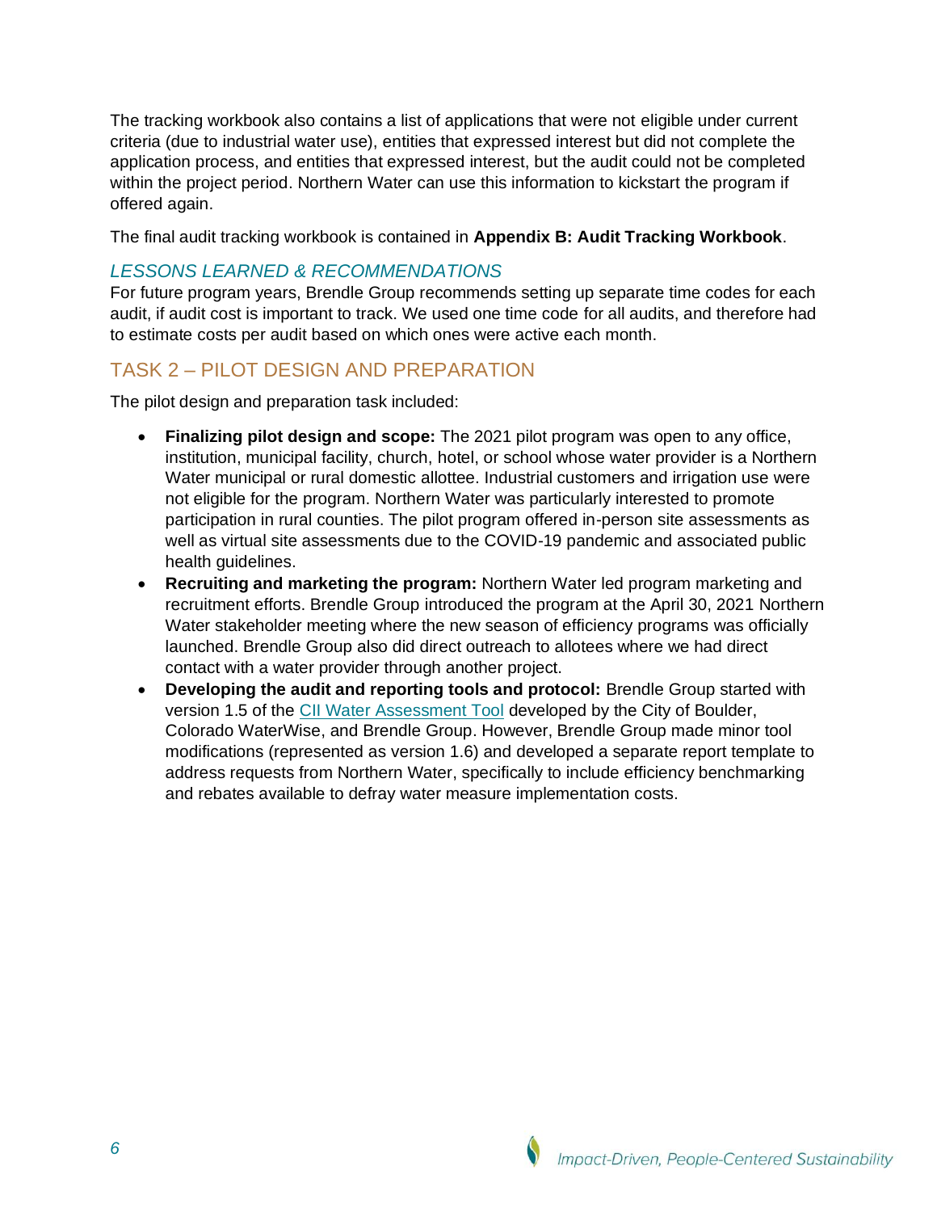The tracking workbook also contains a list of applications that were not eligible under current criteria (due to industrial water use), entities that expressed interest but did not complete the application process, and entities that expressed interest, but the audit could not be completed within the project period. Northern Water can use this information to kickstart the program if offered again.

The final audit tracking workbook is contained in **Appendix B: Audit Tracking Workbook**.

### *LESSONS LEARNED & RECOMMENDATIONS*

For future program years, Brendle Group recommends setting up separate time codes for each audit, if audit cost is important to track. We used one time code for all audits, and therefore had to estimate costs per audit based on which ones were active each month.

## TASK 2 – PILOT DESIGN AND PREPARATION

The pilot design and preparation task included:

- **Finalizing pilot design and scope:** The 2021 pilot program was open to any office, institution, municipal facility, church, hotel, or school whose water provider is a Northern Water municipal or rural domestic allottee. Industrial customers and irrigation use were not eligible for the program. Northern Water was particularly interested to promote participation in rural counties. The pilot program offered in-person site assessments as well as virtual site assessments due to the COVID-19 pandemic and associated public health guidelines.
- **Recruiting and marketing the program:** Northern Water led program marketing and recruitment efforts. Brendle Group introduced the program at the April 30, 2021 Northern Water stakeholder meeting where the new season of efficiency programs was officially launched. Brendle Group also did direct outreach to allotees where we had direct contact with a water provider through another project.
- **Developing the audit and reporting tools and protocol:** Brendle Group started with version 1.5 of the CII Water Assessment Tool developed by the City of Boulder, Colorado WaterWise, and Brendle Group. However, Brendle Group made minor tool modifications (represented as version 1.6) and developed a separate report template to address requests from Northern Water, specifically to include efficiency benchmarking and rebates available to defray water measure implementation costs.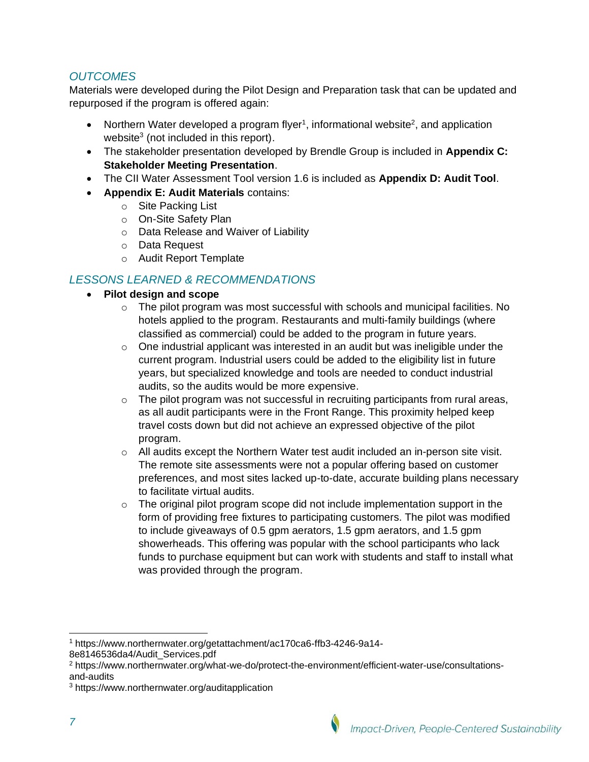### *OUTCOMES*

Materials were developed during the Pilot Design and Preparation task that can be updated and repurposed if the program is offered again:

- Northern Water developed a program flyer[1], informational website[2], and application website[3] (not included in this report).
- The stakeholder presentation developed by Brendle Group is included in **Appendix C: Stakeholder Meeting Presentation**.
- The CII Water Assessment Tool version 1.6 is included as **Appendix D: Audit Tool**.
- **Appendix E: Audit Materials** contains:
  - Site Packing List
  - On-Site Safety Plan
  - Data Release and Waiver of Liability
  - Data Request
  - Audit Report Template

### *LESSONS LEARNED & RECOMMENDATIONS*

- **Pilot design and scope**
  - The pilot program was most successful with schools and municipal facilities. No hotels applied to the program. Restaurants and multi-family buildings (where classified as commercial) could be added to the program in future years.
  - One industrial applicant was interested in an audit but was ineligible under the current program. Industrial users could be added to the eligibility list in future years, but specialized knowledge and tools are needed to conduct industrial audits, so the audits would be more expensive.
  - The pilot program was not successful in recruiting participants from rural areas, as all audit participants were in the Front Range. This proximity helped keep travel costs down but did not achieve an expressed objective of the pilot program.
  - All audits except the Northern Water test audit included an in-person site visit. The remote site assessments were not a popular offering based on customer preferences, and most sites lacked up-to-date, accurate building plans necessary to facilitate virtual audits.
  - The original pilot program scope did not include implementation support in the form of providing free fixtures to participating customers. The pilot was modified to include giveaways of 0.5 gpm aerators, 1.5 gpm aerators, and 1.5 gpm showerheads. This offering was popular with the school participants who lack funds to purchase equipment but can work with students and staff to install what was provided through the program.

---

[1] https://www.northernwater.org/getattachment/ac170ca6-ffb3-4246-9a14-8e8146536da4/Audit_Services.pdf

[2] https://www.northernwater.org/what-we-do/protect-the-environment/efficient-water-use/consultations-and-audits

[3] https://www.northernwater.org/auditapplication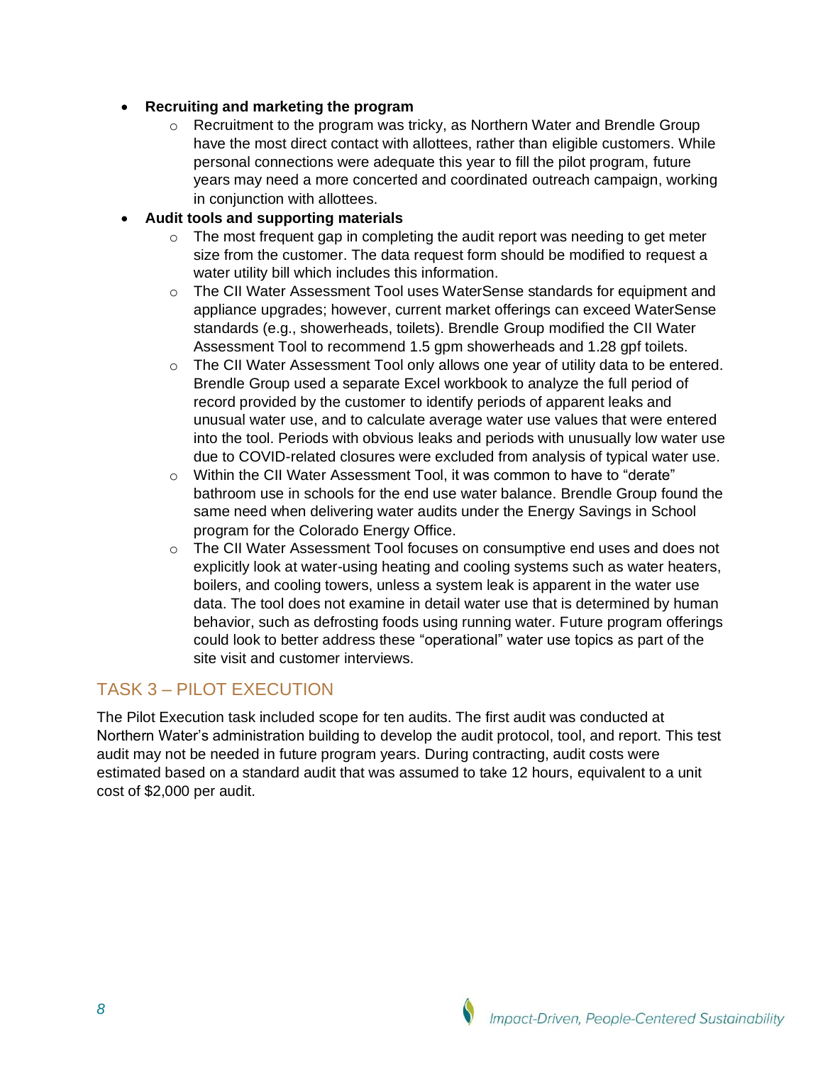- **Recruiting and marketing the program**
    - Recruitment to the program was tricky, as Northern Water and Brendle Group have the most direct contact with allottees, rather than eligible customers. While personal connections were adequate this year to fill the pilot program, future years may need a more concerted and coordinated outreach campaign, working in conjunction with allottees.
- **Audit tools and supporting materials**
    - The most frequent gap in completing the audit report was needing to get meter size from the customer. The data request form should be modified to request a water utility bill which includes this information.
    - The CII Water Assessment Tool uses WaterSense standards for equipment and appliance upgrades; however, current market offerings can exceed WaterSense standards (e.g., showerheads, toilets). Brendle Group modified the CII Water Assessment Tool to recommend 1.5 gpm showerheads and 1.28 gpf toilets.
    - The CII Water Assessment Tool only allows one year of utility data to be entered. Brendle Group used a separate Excel workbook to analyze the full period of record provided by the customer to identify periods of apparent leaks and unusual water use, and to calculate average water use values that were entered into the tool. Periods with obvious leaks and periods with unusually low water use due to COVID-related closures were excluded from analysis of typical water use.
    - Within the CII Water Assessment Tool, it was common to have to "derate" bathroom use in schools for the end use water balance. Brendle Group found the same need when delivering water audits under the Energy Savings in School program for the Colorado Energy Office.
    - The CII Water Assessment Tool focuses on consumptive end uses and does not explicitly look at water-using heating and cooling systems such as water heaters, boilers, and cooling towers, unless a system leak is apparent in the water use data. The tool does not examine in detail water use that is determined by human behavior, such as defrosting foods using running water. Future program offerings could look to better address these "operational" water use topics as part of the site visit and customer interviews.

## TASK 3 – PILOT EXECUTION

The Pilot Execution task included scope for ten audits. The first audit was conducted at Northern Water's administration building to develop the audit protocol, tool, and report. This test audit may not be needed in future program years. During contracting, audit costs were estimated based on a standard audit that was assumed to take 12 hours, equivalent to a unit cost of $2,000 per audit.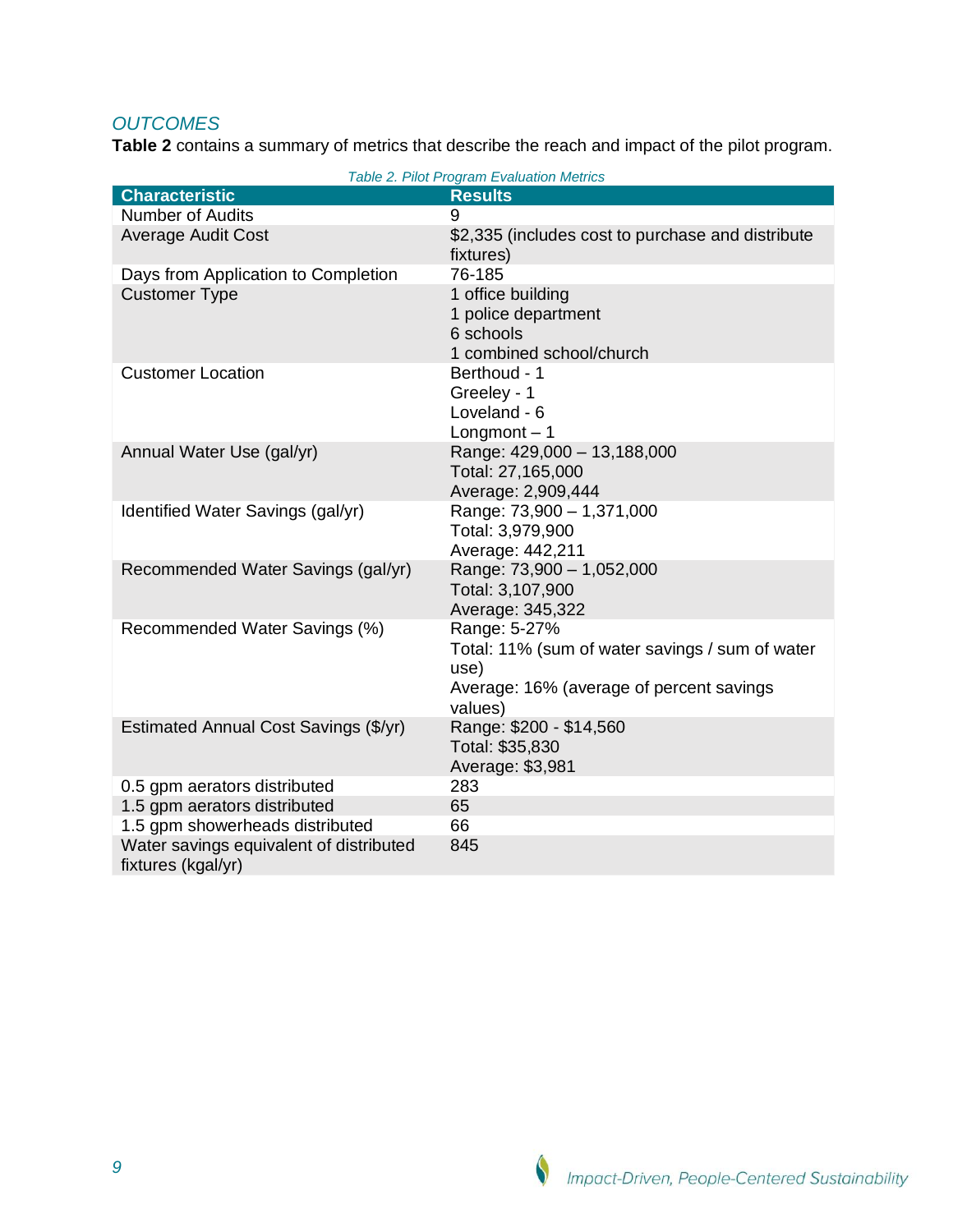### *OUTCOMES*

**Table 2** contains a summary of metrics that describe the reach and impact of the pilot program.

*Table 2. Pilot Program Evaluation Metrics*

| Characteristic | Results |
|---|---|
| Number of Audits | 9 |
| Average Audit Cost | $2,335 (includes cost to purchase and distribute fixtures) |
| Days from Application to Completion | 76-185 |
| Customer Type | 1 office building<br>1 police department<br>6 schools<br>1 combined school/church |
| Customer Location | Berthoud - 1<br>Greeley - 1<br>Loveland - 6<br>Longmont – 1 |
| Annual Water Use (gal/yr) | Range: 429,000 – 13,188,000<br>Total: 27,165,000<br>Average: 2,909,444 |
| Identified Water Savings (gal/yr) | Range: 73,900 – 1,371,000<br>Total: 3,979,900<br>Average: 442,211 |
| Recommended Water Savings (gal/yr) | Range: 73,900 – 1,052,000<br>Total: 3,107,900<br>Average: 345,322 |
| Recommended Water Savings (%) | Range: 5-27%<br>Total: 11% (sum of water savings / sum of water use)<br>Average: 16% (average of percent savings values) |
| Estimated Annual Cost Savings ($/yr) | Range: $200 - $14,560<br>Total: $35,830<br>Average: $3,981 |
| 0.5 gpm aerators distributed | 283 |
| 1.5 gpm aerators distributed | 65 |
| 1.5 gpm showerheads distributed | 66 |
| Water savings equivalent of distributed fixtures (kgal/yr) | 845 |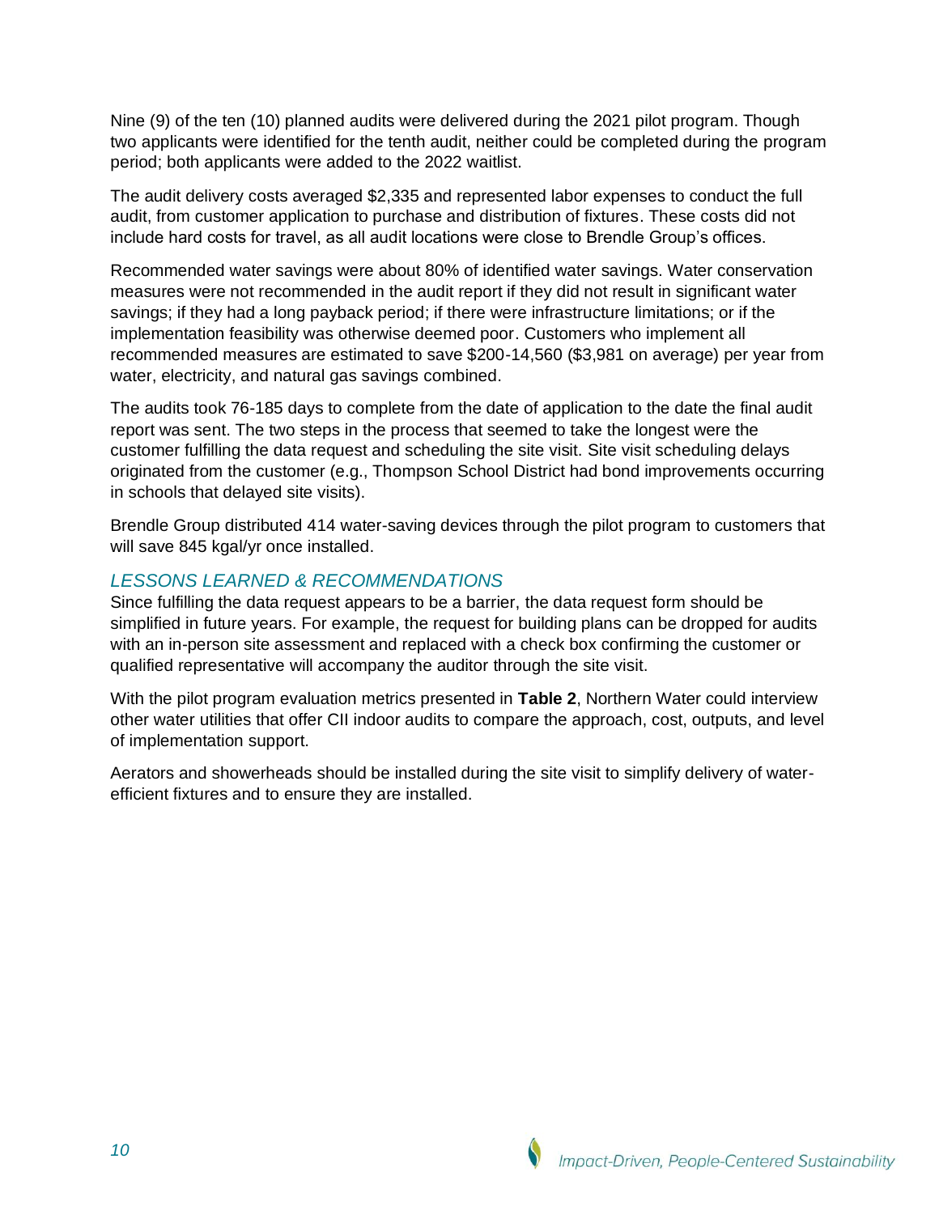Nine (9) of the ten (10) planned audits were delivered during the 2021 pilot program. Though two applicants were identified for the tenth audit, neither could be completed during the program period; both applicants were added to the 2022 waitlist.

The audit delivery costs averaged $2,335 and represented labor expenses to conduct the full audit, from customer application to purchase and distribution of fixtures. These costs did not include hard costs for travel, as all audit locations were close to Brendle Group's offices.

Recommended water savings were about 80% of identified water savings. Water conservation measures were not recommended in the audit report if they did not result in significant water savings; if they had a long payback period; if there were infrastructure limitations; or if the implementation feasibility was otherwise deemed poor. Customers who implement all recommended measures are estimated to save $200-14,560 ($3,981 on average) per year from water, electricity, and natural gas savings combined.

The audits took 76-185 days to complete from the date of application to the date the final audit report was sent. The two steps in the process that seemed to take the longest were the customer fulfilling the data request and scheduling the site visit. Site visit scheduling delays originated from the customer (e.g., Thompson School District had bond improvements occurring in schools that delayed site visits).

Brendle Group distributed 414 water-saving devices through the pilot program to customers that will save 845 kgal/yr once installed.

### *LESSONS LEARNED & RECOMMENDATIONS*

Since fulfilling the data request appears to be a barrier, the data request form should be simplified in future years. For example, the request for building plans can be dropped for audits with an in-person site assessment and replaced with a check box confirming the customer or qualified representative will accompany the auditor through the site visit.

With the pilot program evaluation metrics presented in **Table 2**, Northern Water could interview other water utilities that offer CII indoor audits to compare the approach, cost, outputs, and level of implementation support.

Aerators and showerheads should be installed during the site visit to simplify delivery of water-efficient fixtures and to ensure they are installed.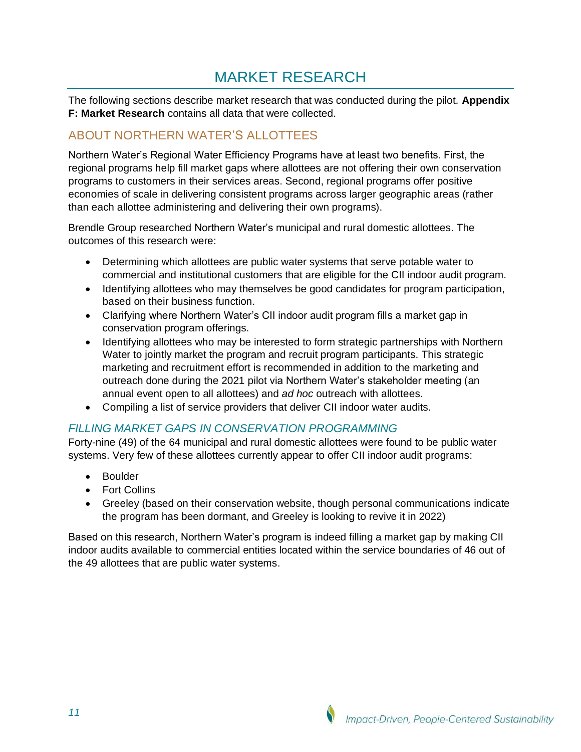# MARKET RESEARCH

The following sections describe market research that was conducted during the pilot. **Appendix F: Market Research** contains all data that were collected.

## ABOUT NORTHERN WATER'S ALLOTTEES

Northern Water's Regional Water Efficiency Programs have at least two benefits. First, the regional programs help fill market gaps where allottees are not offering their own conservation programs to customers in their services areas. Second, regional programs offer positive economies of scale in delivering consistent programs across larger geographic areas (rather than each allottee administering and delivering their own programs).

Brendle Group researched Northern Water's municipal and rural domestic allottees. The outcomes of this research were:

- Determining which allottees are public water systems that serve potable water to commercial and institutional customers that are eligible for the CII indoor audit program.
- Identifying allottees who may themselves be good candidates for program participation, based on their business function.
- Clarifying where Northern Water's CII indoor audit program fills a market gap in conservation program offerings.
- Identifying allottees who may be interested to form strategic partnerships with Northern Water to jointly market the program and recruit program participants. This strategic marketing and recruitment effort is recommended in addition to the marketing and outreach done during the 2021 pilot via Northern Water's stakeholder meeting (an annual event open to all allottees) and *ad hoc* outreach with allottees.
- Compiling a list of service providers that deliver CII indoor water audits.

### *FILLING MARKET GAPS IN CONSERVATION PROGRAMMING*

Forty-nine (49) of the 64 municipal and rural domestic allottees were found to be public water systems. Very few of these allottees currently appear to offer CII indoor audit programs:

- Boulder
- Fort Collins
- Greeley (based on their conservation website, though personal communications indicate the program has been dormant, and Greeley is looking to revive it in 2022)

Based on this research, Northern Water's program is indeed filling a market gap by making CII indoor audits available to commercial entities located within the service boundaries of 46 out of the 49 allottees that are public water systems.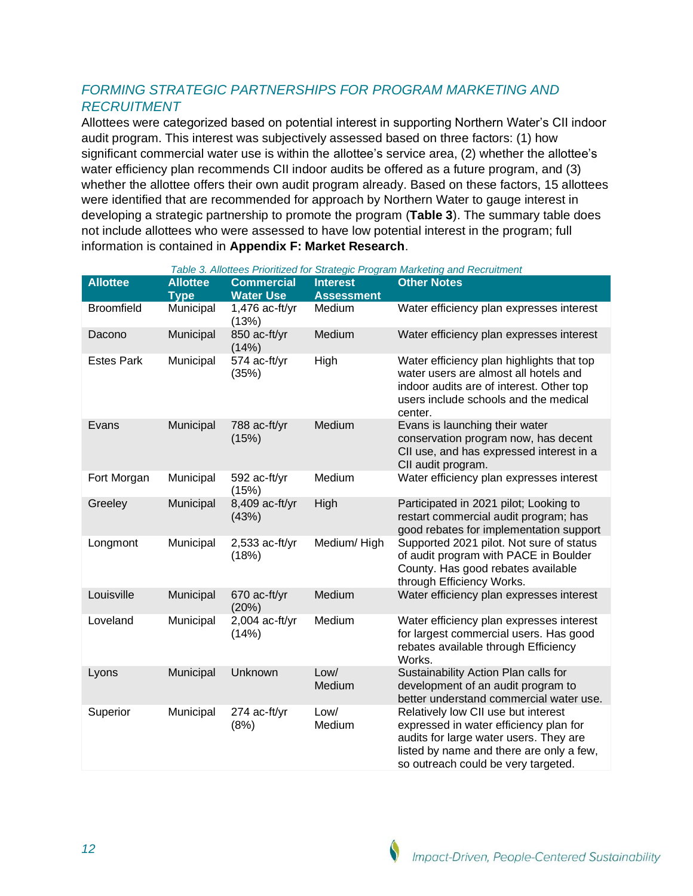## *FORMING STRATEGIC PARTNERSHIPS FOR PROGRAM MARKETING AND RECRUITMENT*

Allottees were categorized based on potential interest in supporting Northern Water's CII indoor audit program. This interest was subjectively assessed based on three factors: (1) how significant commercial water use is within the allottee's service area, (2) whether the allottee's water efficiency plan recommends CII indoor audits be offered as a future program, and (3) whether the allottee offers their own audit program already. Based on these factors, 15 allottees were identified that are recommended for approach by Northern Water to gauge interest in developing a strategic partnership to promote the program (**Table 3**). The summary table does not include allottees who were assessed to have low potential interest in the program; full information is contained in **Appendix F: Market Research**.

*Table 3. Allottees Prioritized for Strategic Program Marketing and Recruitment*

| Allottee | Allottee Type | Commercial Water Use | Interest Assessment | Other Notes |
|---|---|---|---|---|
| Broomfield | Municipal | 1,476 ac-ft/yr (13%) | Medium | Water efficiency plan expresses interest |
| Dacono | Municipal | 850 ac-ft/yr (14%) | Medium | Water efficiency plan expresses interest |
| Estes Park | Municipal | 574 ac-ft/yr (35%) | High | Water efficiency plan highlights that top water users are almost all hotels and indoor audits are of interest. Other top users include schools and the medical center. |
| Evans | Municipal | 788 ac-ft/yr (15%) | Medium | Evans is launching their water conservation program now, has decent CII use, and has expressed interest in a CII audit program. |
| Fort Morgan | Municipal | 592 ac-ft/yr (15%) | Medium | Water efficiency plan expresses interest |
| Greeley | Municipal | 8,409 ac-ft/yr (43%) | High | Participated in 2021 pilot; Looking to restart commercial audit program; has good rebates for implementation support |
| Longmont | Municipal | 2,533 ac-ft/yr (18%) | Medium/ High | Supported 2021 pilot. Not sure of status of audit program with PACE in Boulder County. Has good rebates available through Efficiency Works. |
| Louisville | Municipal | 670 ac-ft/yr (20%) | Medium | Water efficiency plan expresses interest |
| Loveland | Municipal | 2,004 ac-ft/yr (14%) | Medium | Water efficiency plan expresses interest for largest commercial users. Has good rebates available through Efficiency Works. |
| Lyons | Municipal | Unknown | Low/ Medium | Sustainability Action Plan calls for development of an audit program to better understand commercial water use. |
| Superior | Municipal | 274 ac-ft/yr (8%) | Low/ Medium | Relatively low CII use but interest expressed in water efficiency plan for audits for large water users. They are listed by name and there are only a few, so outreach could be very targeted. |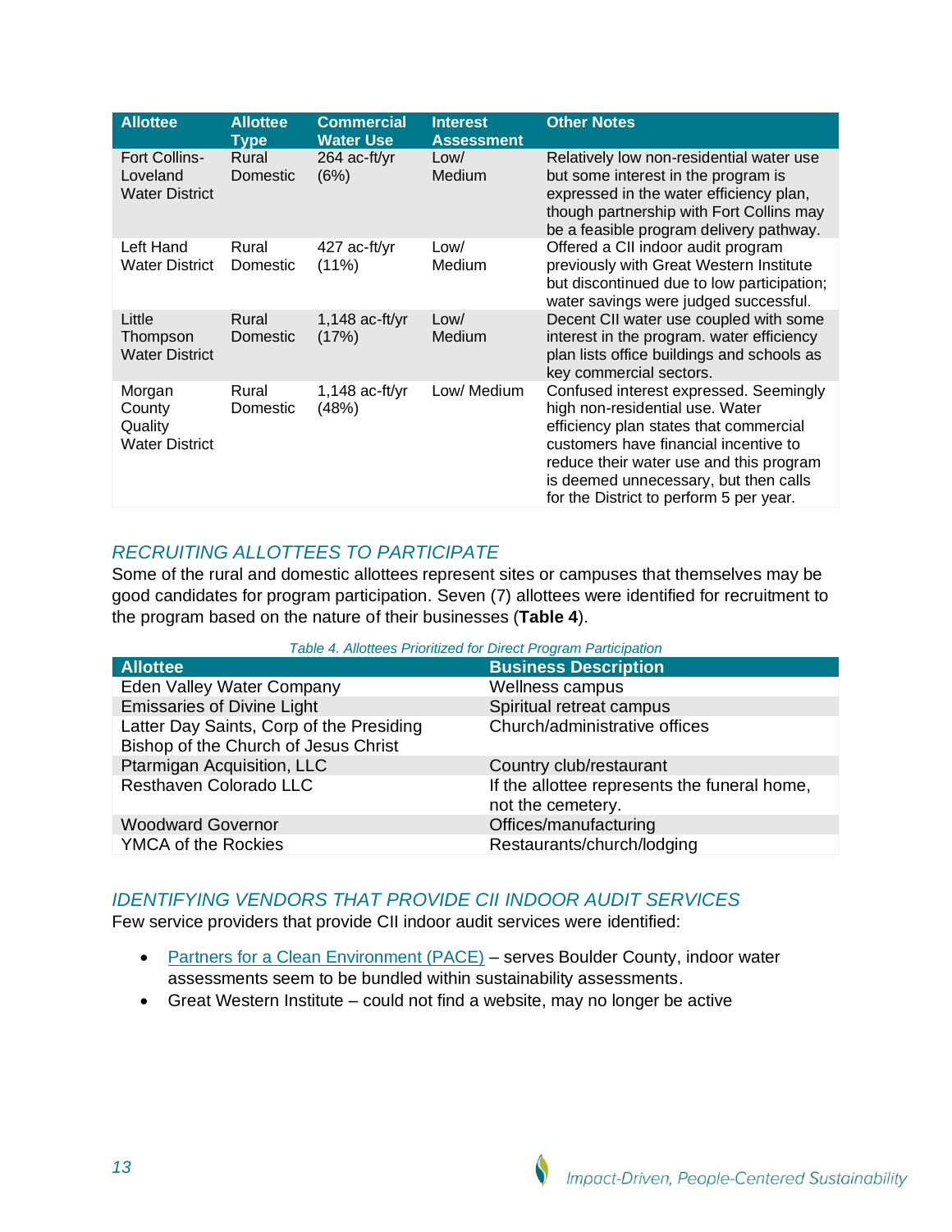| Allottee | Allottee Type | Commercial Water Use | Interest Assessment | Other Notes |
|---|---|---|---|---|
| Fort Collins-Loveland Water District | Rural Domestic | 264 ac-ft/yr (6%) | Low/ Medium | Relatively low non-residential water use but some interest in the program is expressed in the water efficiency plan, though partnership with Fort Collins may be a feasible program delivery pathway. |
| Left Hand Water District | Rural Domestic | 427 ac-ft/yr (11%) | Low/ Medium | Offered a CII indoor audit program previously with Great Western Institute but discontinued due to low participation; water savings were judged successful. |
| Little Thompson Water District | Rural Domestic | 1,148 ac-ft/yr (17%) | Low/ Medium | Decent CII water use coupled with some interest in the program. water efficiency plan lists office buildings and schools as key commercial sectors. |
| Morgan County Quality Water District | Rural Domestic | 1,148 ac-ft/yr (48%) | Low/ Medium | Confused interest expressed. Seemingly high non-residential use. Water efficiency plan states that commercial customers have financial incentive to reduce their water use and this program is deemed unnecessary, but then calls for the District to perform 5 per year. |

### *RECRUITING ALLOTTEES TO PARTICIPATE*

Some of the rural and domestic allottees represent sites or campuses that themselves may be good candidates for program participation. Seven (7) allottees were identified for recruitment to the program based on the nature of their businesses (**Table 4**).

*Table 4. Allottees Prioritized for Direct Program Participation*

| Allottee | Business Description |
|---|---|
| Eden Valley Water Company | Wellness campus |
| Emissaries of Divine Light | Spiritual retreat campus |
| Latter Day Saints, Corp of the Presiding Bishop of the Church of Jesus Christ | Church/administrative offices |
| Ptarmigan Acquisition, LLC | Country club/restaurant |
| Resthaven Colorado LLC | If the allottee represents the funeral home, not the cemetery. |
| Woodward Governor | Offices/manufacturing |
| YMCA of the Rockies | Restaurants/church/lodging |

### *IDENTIFYING VENDORS THAT PROVIDE CII INDOOR AUDIT SERVICES*

Few service providers that provide CII indoor audit services were identified:

- Partners for a Clean Environment (PACE) – serves Boulder County, indoor water assessments seem to be bundled within sustainability assessments.
- Great Western Institute – could not find a website, may no longer be active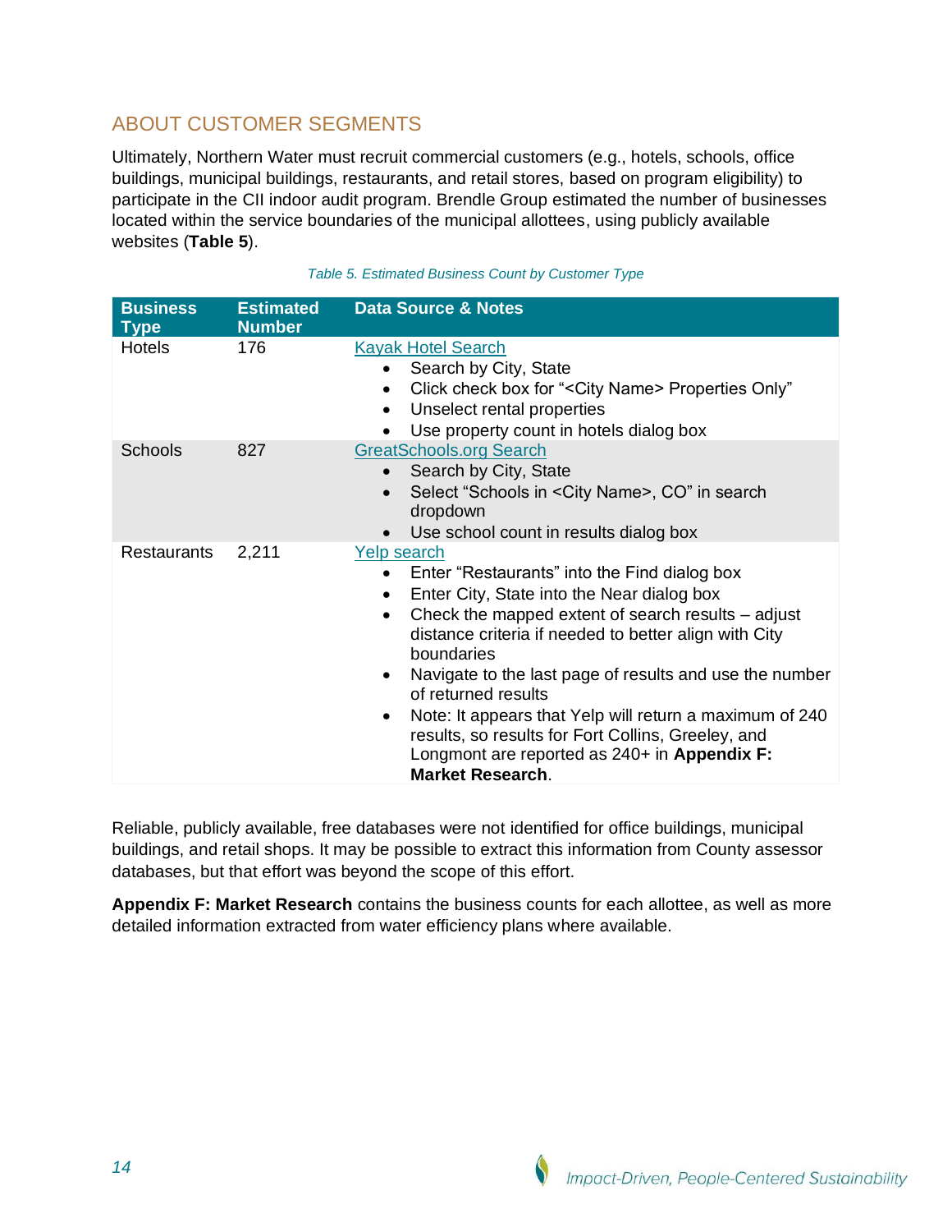## ABOUT CUSTOMER SEGMENTS

Ultimately, Northern Water must recruit commercial customers (e.g., hotels, schools, office buildings, municipal buildings, restaurants, and retail stores, based on program eligibility) to participate in the CII indoor audit program. Brendle Group estimated the number of businesses located within the service boundaries of the municipal allottees, using publicly available websites (**Table 5**).

*Table 5. Estimated Business Count by Customer Type*

| Business Type | Estimated Number | Data Source & Notes |
|---|---|---|
| Hotels | 176 | Kayak Hotel Search<br>• Search by City, State<br>• Click check box for "<City Name> Properties Only"<br>• Unselect rental properties<br>• Use property count in hotels dialog box |
| Schools | 827 | GreatSchools.org Search<br>• Search by City, State<br>• Select "Schools in <City Name>, CO" in search dropdown<br>• Use school count in results dialog box |
| Restaurants | 2,211 | Yelp search<br>• Enter "Restaurants" into the Find dialog box<br>• Enter City, State into the Near dialog box<br>• Check the mapped extent of search results – adjust distance criteria if needed to better align with City boundaries<br>• Navigate to the last page of results and use the number of returned results<br>• Note: It appears that Yelp will return a maximum of 240 results, so results for Fort Collins, Greeley, and Longmont are reported as 240+ in **Appendix F: Market Research**. |

Reliable, publicly available, free databases were not identified for office buildings, municipal buildings, and retail shops. It may be possible to extract this information from County assessor databases, but that effort was beyond the scope of this effort.

**Appendix F: Market Research** contains the business counts for each allottee, as well as more detailed information extracted from water efficiency plans where available.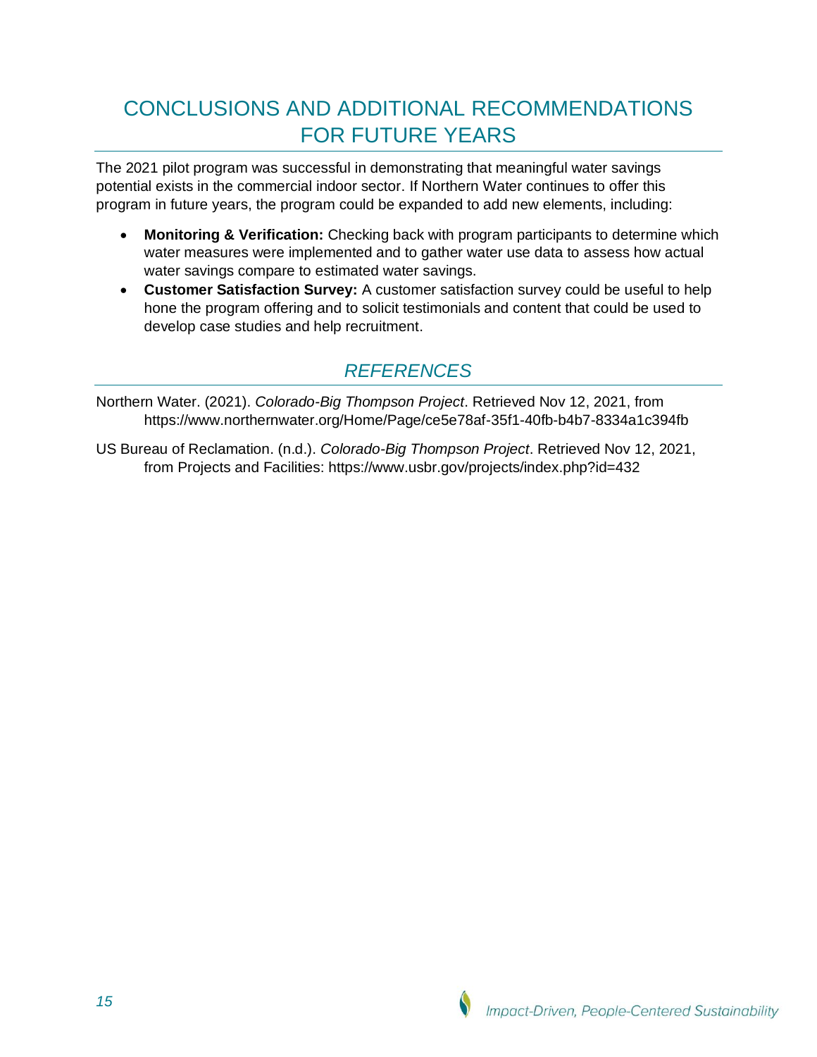## CONCLUSIONS AND ADDITIONAL RECOMMENDATIONS FOR FUTURE YEARS

The 2021 pilot program was successful in demonstrating that meaningful water savings potential exists in the commercial indoor sector. If Northern Water continues to offer this program in future years, the program could be expanded to add new elements, including:

- **Monitoring & Verification:** Checking back with program participants to determine which water measures were implemented and to gather water use data to assess how actual water savings compare to estimated water savings.
- **Customer Satisfaction Survey:** A customer satisfaction survey could be useful to help hone the program offering and to solicit testimonials and content that could be used to develop case studies and help recruitment.

## *REFERENCES*

Northern Water. (2021). *Colorado-Big Thompson Project*. Retrieved Nov 12, 2021, from https://www.northernwater.org/Home/Page/ce5e78af-35f1-40fb-b4b7-8334a1c394fb

US Bureau of Reclamation. (n.d.). *Colorado-Big Thompson Project*. Retrieved Nov 12, 2021, from Projects and Facilities: https://www.usbr.gov/projects/index.php?id=432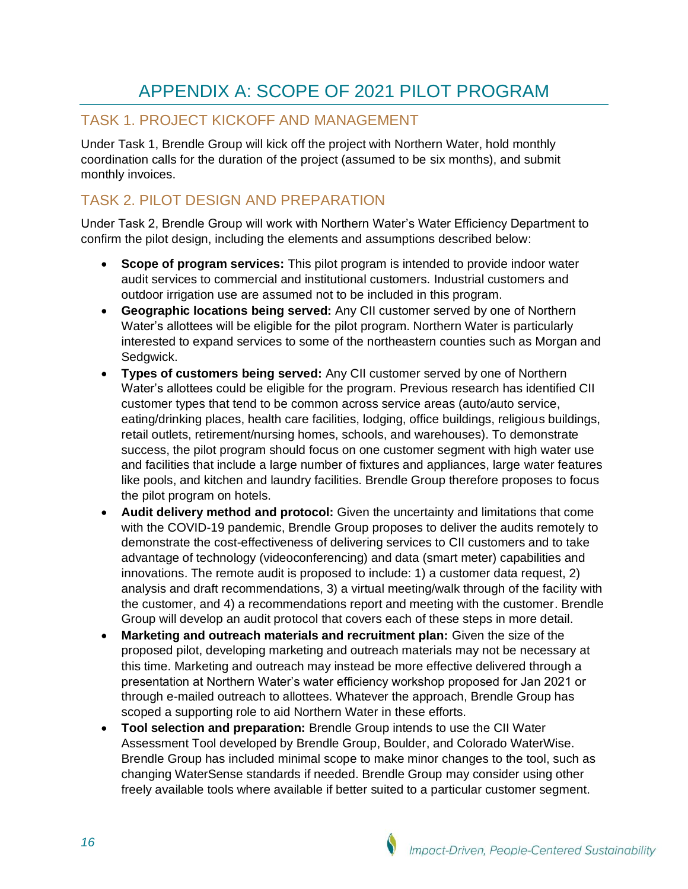# APPENDIX A: SCOPE OF 2021 PILOT PROGRAM

## TASK 1. PROJECT KICKOFF AND MANAGEMENT

Under Task 1, Brendle Group will kick off the project with Northern Water, hold monthly coordination calls for the duration of the project (assumed to be six months), and submit monthly invoices.

## TASK 2. PILOT DESIGN AND PREPARATION

Under Task 2, Brendle Group will work with Northern Water's Water Efficiency Department to confirm the pilot design, including the elements and assumptions described below:

- **Scope of program services:** This pilot program is intended to provide indoor water audit services to commercial and institutional customers. Industrial customers and outdoor irrigation use are assumed not to be included in this program.
- **Geographic locations being served:** Any CII customer served by one of Northern Water's allottees will be eligible for the pilot program. Northern Water is particularly interested to expand services to some of the northeastern counties such as Morgan and Sedgwick.
- **Types of customers being served:** Any CII customer served by one of Northern Water's allottees could be eligible for the program. Previous research has identified CII customer types that tend to be common across service areas (auto/auto service, eating/drinking places, health care facilities, lodging, office buildings, religious buildings, retail outlets, retirement/nursing homes, schools, and warehouses). To demonstrate success, the pilot program should focus on one customer segment with high water use and facilities that include a large number of fixtures and appliances, large water features like pools, and kitchen and laundry facilities. Brendle Group therefore proposes to focus the pilot program on hotels.
- **Audit delivery method and protocol:** Given the uncertainty and limitations that come with the COVID-19 pandemic, Brendle Group proposes to deliver the audits remotely to demonstrate the cost-effectiveness of delivering services to CII customers and to take advantage of technology (videoconferencing) and data (smart meter) capabilities and innovations. The remote audit is proposed to include: 1) a customer data request, 2) analysis and draft recommendations, 3) a virtual meeting/walk through of the facility with the customer, and 4) a recommendations report and meeting with the customer. Brendle Group will develop an audit protocol that covers each of these steps in more detail.
- **Marketing and outreach materials and recruitment plan:** Given the size of the proposed pilot, developing marketing and outreach materials may not be necessary at this time. Marketing and outreach may instead be more effective delivered through a presentation at Northern Water's water efficiency workshop proposed for Jan 2021 or through e-mailed outreach to allottees. Whatever the approach, Brendle Group has scoped a supporting role to aid Northern Water in these efforts.
- **Tool selection and preparation:** Brendle Group intends to use the CII Water Assessment Tool developed by Brendle Group, Boulder, and Colorado WaterWise. Brendle Group has included minimal scope to make minor changes to the tool, such as changing WaterSense standards if needed. Brendle Group may consider using other freely available tools where available if better suited to a particular customer segment.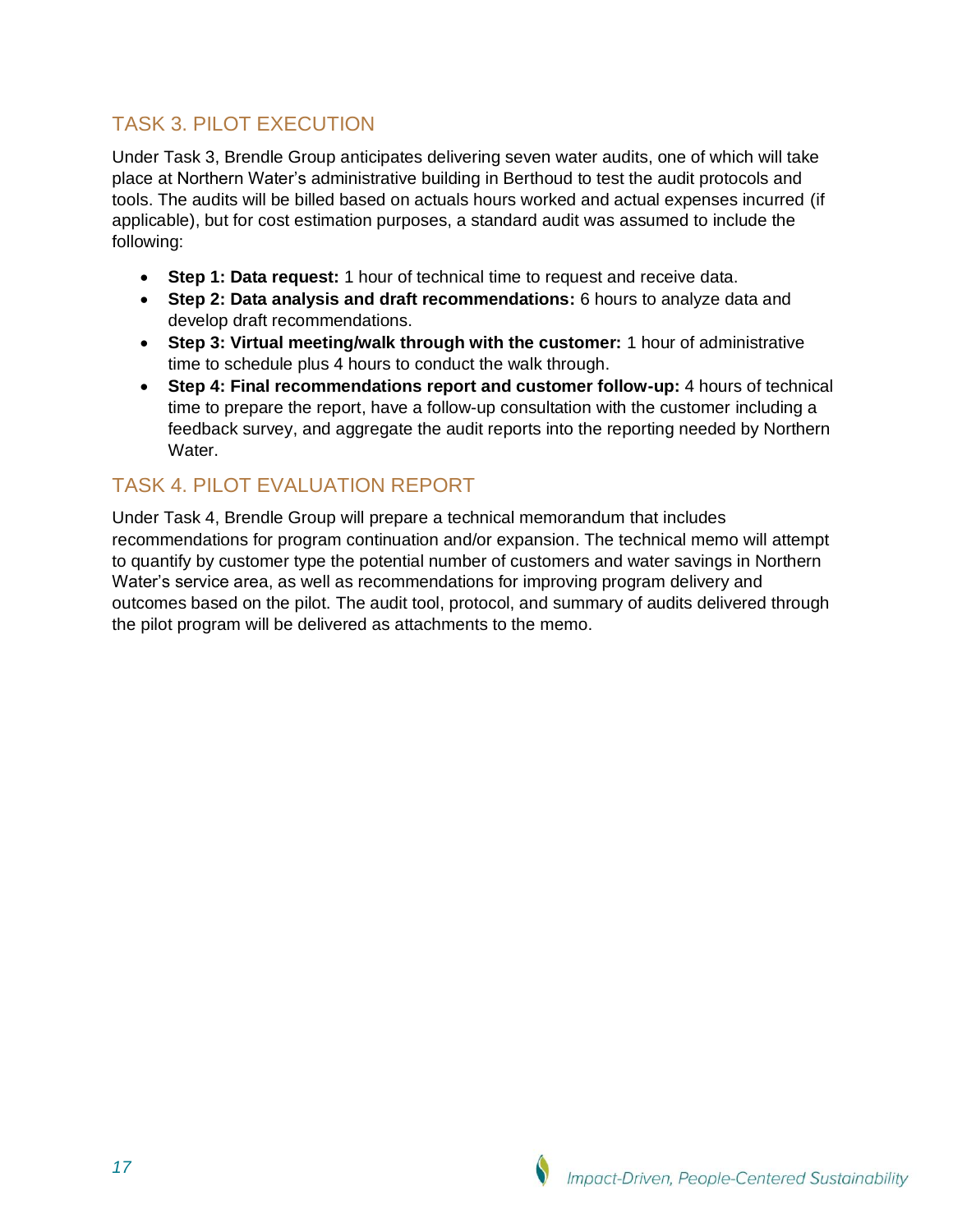## TASK 3. PILOT EXECUTION

Under Task 3, Brendle Group anticipates delivering seven water audits, one of which will take place at Northern Water's administrative building in Berthoud to test the audit protocols and tools. The audits will be billed based on actuals hours worked and actual expenses incurred (if applicable), but for cost estimation purposes, a standard audit was assumed to include the following:

- **Step 1: Data request:** 1 hour of technical time to request and receive data.
- **Step 2: Data analysis and draft recommendations:** 6 hours to analyze data and develop draft recommendations.
- **Step 3: Virtual meeting/walk through with the customer:** 1 hour of administrative time to schedule plus 4 hours to conduct the walk through.
- **Step 4: Final recommendations report and customer follow-up:** 4 hours of technical time to prepare the report, have a follow-up consultation with the customer including a feedback survey, and aggregate the audit reports into the reporting needed by Northern Water.

## TASK 4. PILOT EVALUATION REPORT

Under Task 4, Brendle Group will prepare a technical memorandum that includes recommendations for program continuation and/or expansion. The technical memo will attempt to quantify by customer type the potential number of customers and water savings in Northern Water's service area, as well as recommendations for improving program delivery and outcomes based on the pilot. The audit tool, protocol, and summary of audits delivered through the pilot program will be delivered as attachments to the memo.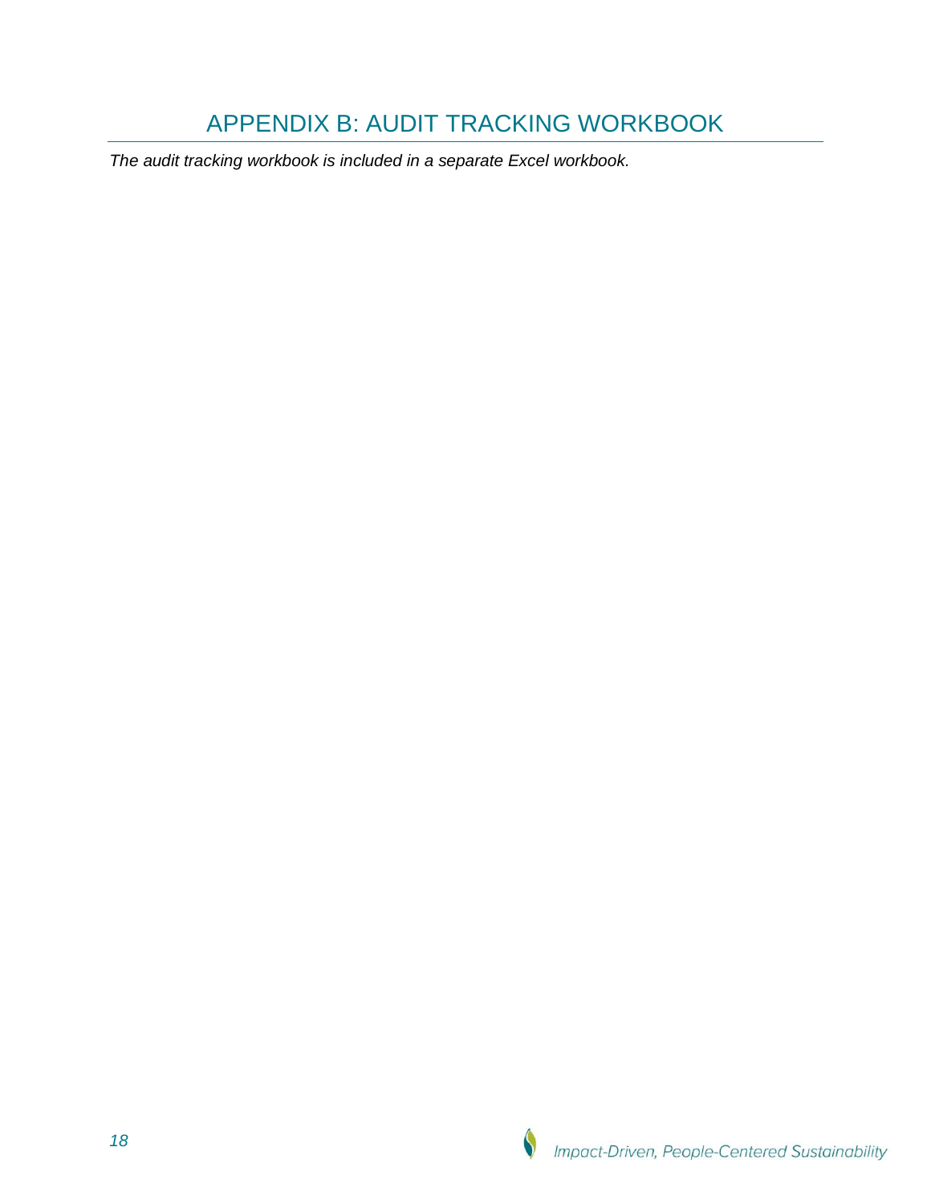# APPENDIX B: AUDIT TRACKING WORKBOOK

*The audit tracking workbook is included in a separate Excel workbook.*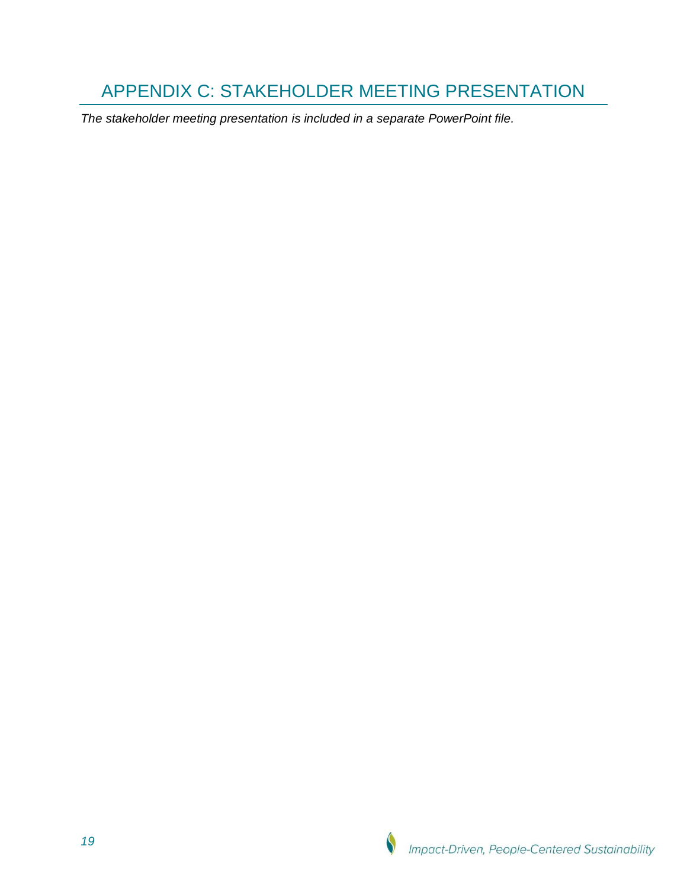# APPENDIX C: STAKEHOLDER MEETING PRESENTATION

*The stakeholder meeting presentation is included in a separate PowerPoint file.*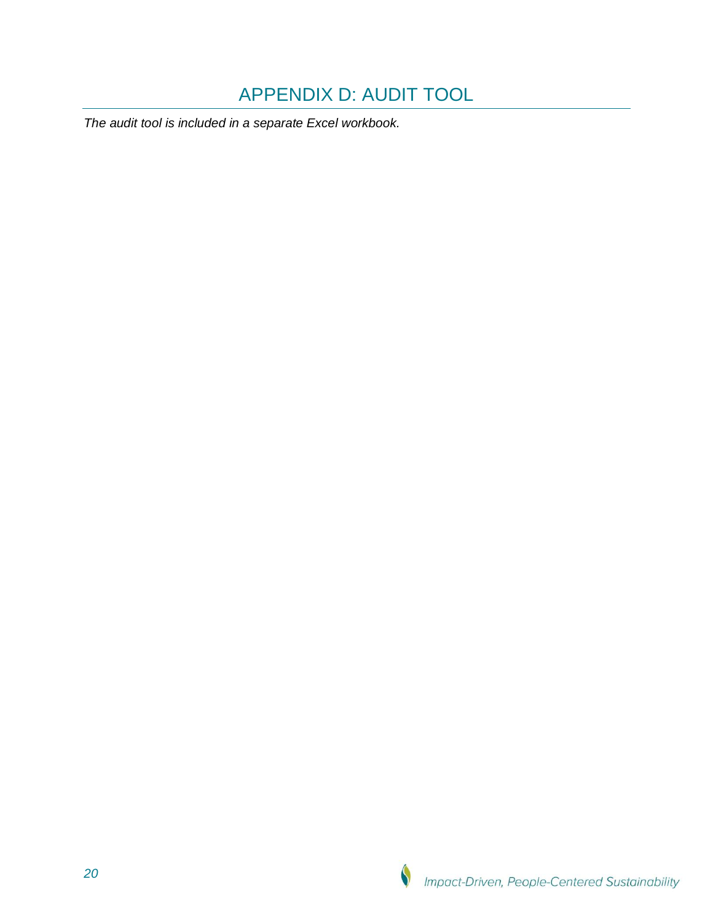# APPENDIX D: AUDIT TOOL

*The audit tool is included in a separate Excel workbook.*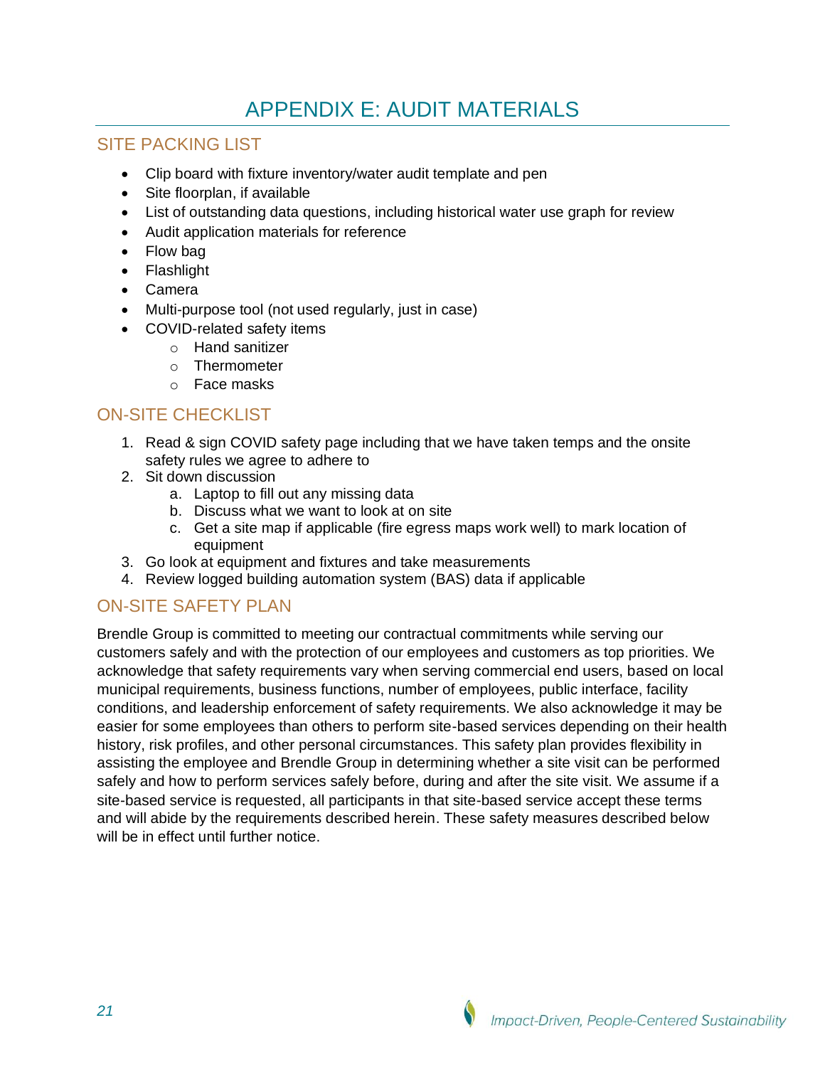# APPENDIX E: AUDIT MATERIALS

## SITE PACKING LIST

- Clip board with fixture inventory/water audit template and pen
- Site floorplan, if available
- List of outstanding data questions, including historical water use graph for review
- Audit application materials for reference
- Flow bag
- Flashlight
- Camera
- Multi-purpose tool (not used regularly, just in case)
- COVID-related safety items
  - Hand sanitizer
  - Thermometer
  - Face masks

## ON-SITE CHECKLIST

1. Read & sign COVID safety page including that we have taken temps and the onsite safety rules we agree to adhere to
2. Sit down discussion
   a. Laptop to fill out any missing data
   b. Discuss what we want to look at on site
   c. Get a site map if applicable (fire egress maps work well) to mark location of equipment
3. Go look at equipment and fixtures and take measurements
4. Review logged building automation system (BAS) data if applicable

## ON-SITE SAFETY PLAN

Brendle Group is committed to meeting our contractual commitments while serving our customers safely and with the protection of our employees and customers as top priorities. We acknowledge that safety requirements vary when serving commercial end users, based on local municipal requirements, business functions, number of employees, public interface, facility conditions, and leadership enforcement of safety requirements. We also acknowledge it may be easier for some employees than others to perform site-based services depending on their health history, risk profiles, and other personal circumstances. This safety plan provides flexibility in assisting the employee and Brendle Group in determining whether a site visit can be performed safely and how to perform services safely before, during and after the site visit. We assume if a site-based service is requested, all participants in that site-based service accept these terms and will abide by the requirements described herein. These safety measures described below will be in effect until further notice.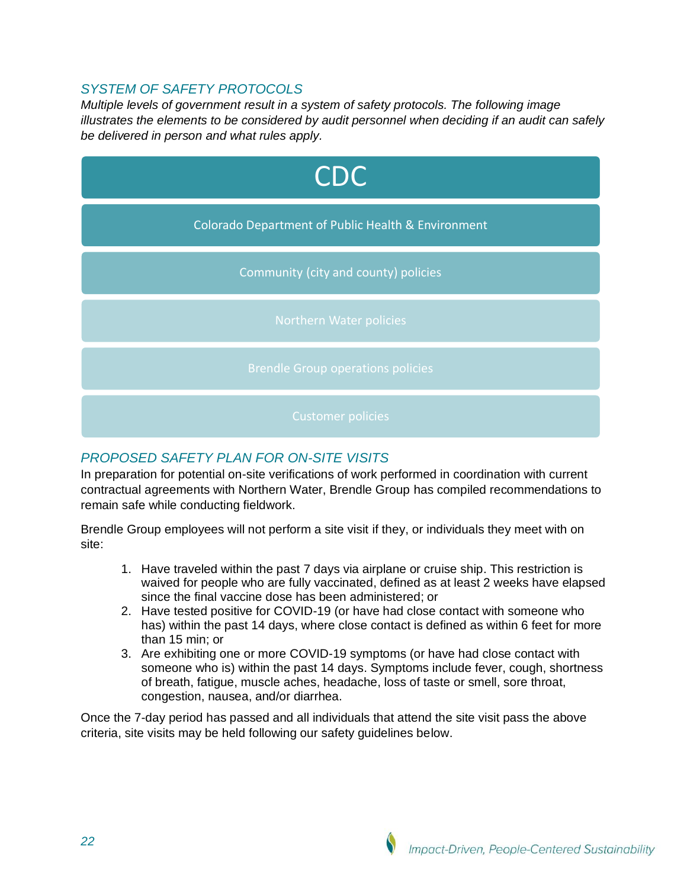### *SYSTEM OF SAFETY PROTOCOLS*

*Multiple levels of government result in a system of safety protocols. The following image illustrates the elements to be considered by audit personnel when deciding if an audit can safely be delivered in person and what rules apply.*

- CDC
- Colorado Department of Public Health & Environment
- Community (city and county) policies
- Northern Water policies
- Brendle Group operations policies
- Customer policies

### *PROPOSED SAFETY PLAN FOR ON-SITE VISITS*

In preparation for potential on-site verifications of work performed in coordination with current contractual agreements with Northern Water, Brendle Group has compiled recommendations to remain safe while conducting fieldwork.

Brendle Group employees will not perform a site visit if they, or individuals they meet with on site:

1. Have traveled within the past 7 days via airplane or cruise ship. This restriction is waived for people who are fully vaccinated, defined as at least 2 weeks have elapsed since the final vaccine dose has been administered; or
2. Have tested positive for COVID-19 (or have had close contact with someone who has) within the past 14 days, where close contact is defined as within 6 feet for more than 15 min; or
3. Are exhibiting one or more COVID-19 symptoms (or have had close contact with someone who is) within the past 14 days. Symptoms include fever, cough, shortness of breath, fatigue, muscle aches, headache, loss of taste or smell, sore throat, congestion, nausea, and/or diarrhea.

Once the 7-day period has passed and all individuals that attend the site visit pass the above criteria, site visits may be held following our safety guidelines below.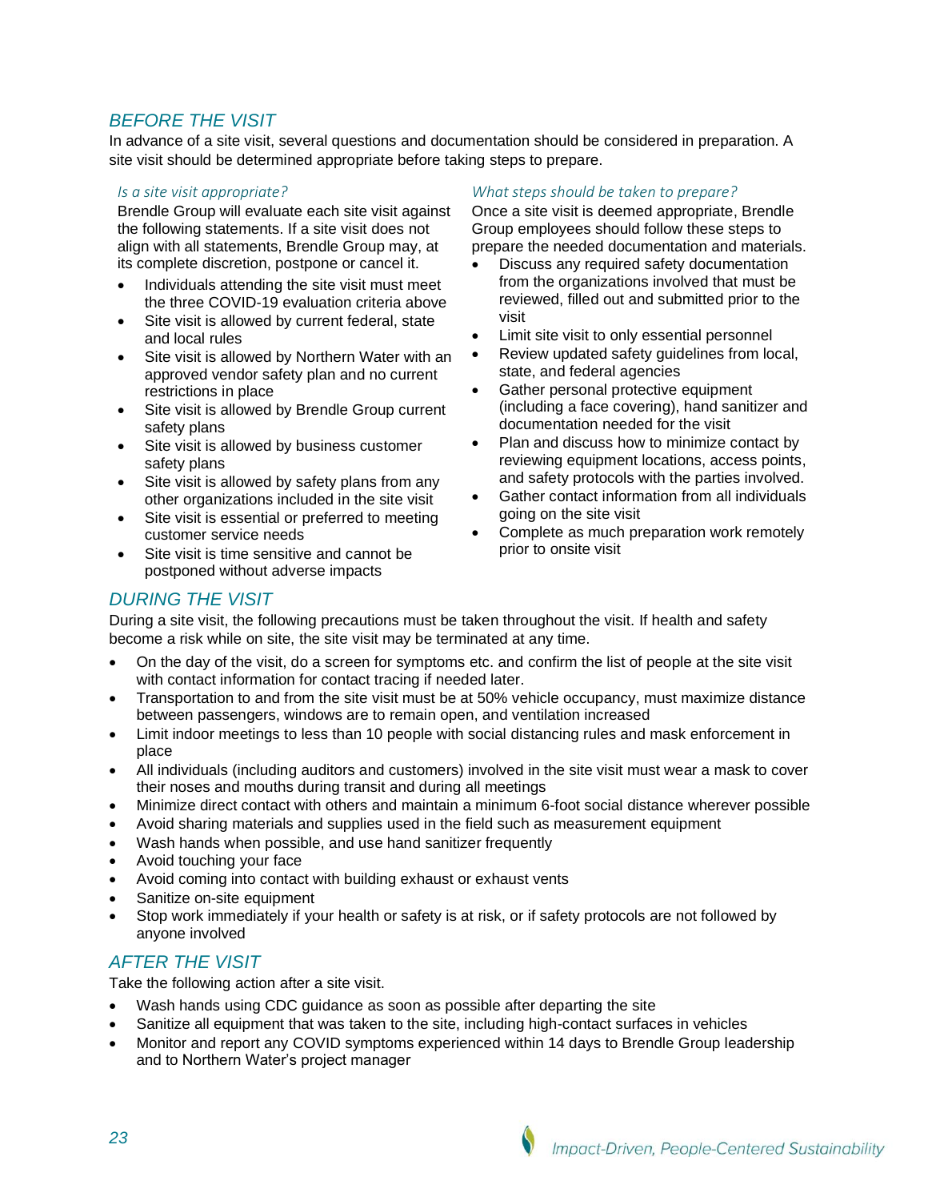## *BEFORE THE VISIT*

In advance of a site visit, several questions and documentation should be considered in preparation. A site visit should be determined appropriate before taking steps to prepare.

### *Is a site visit appropriate?*

Brendle Group will evaluate each site visit against the following statements. If a site visit does not align with all statements, Brendle Group may, at its complete discretion, postpone or cancel it.

- Individuals attending the site visit must meet the three COVID-19 evaluation criteria above
- Site visit is allowed by current federal, state and local rules
- Site visit is allowed by Northern Water with an approved vendor safety plan and no current restrictions in place
- Site visit is allowed by Brendle Group current safety plans
- Site visit is allowed by business customer safety plans
- Site visit is allowed by safety plans from any other organizations included in the site visit
- Site visit is essential or preferred to meeting customer service needs
- Site visit is time sensitive and cannot be postponed without adverse impacts

### *What steps should be taken to prepare?*

Once a site visit is deemed appropriate, Brendle Group employees should follow these steps to prepare the needed documentation and materials.

- Discuss any required safety documentation from the organizations involved that must be reviewed, filled out and submitted prior to the visit
- Limit site visit to only essential personnel
- Review updated safety guidelines from local, state, and federal agencies
- Gather personal protective equipment (including a face covering), hand sanitizer and documentation needed for the visit
- Plan and discuss how to minimize contact by reviewing equipment locations, access points, and safety protocols with the parties involved.
- Gather contact information from all individuals going on the site visit
- Complete as much preparation work remotely prior to onsite visit

## *DURING THE VISIT*

During a site visit, the following precautions must be taken throughout the visit. If health and safety become a risk while on site, the site visit may be terminated at any time.

- On the day of the visit, do a screen for symptoms etc. and confirm the list of people at the site visit with contact information for contact tracing if needed later.
- Transportation to and from the site visit must be at 50% vehicle occupancy, must maximize distance between passengers, windows are to remain open, and ventilation increased
- Limit indoor meetings to less than 10 people with social distancing rules and mask enforcement in place
- All individuals (including auditors and customers) involved in the site visit must wear a mask to cover their noses and mouths during transit and during all meetings
- Minimize direct contact with others and maintain a minimum 6-foot social distance wherever possible
- Avoid sharing materials and supplies used in the field such as measurement equipment
- Wash hands when possible, and use hand sanitizer frequently
- Avoid touching your face
- Avoid coming into contact with building exhaust or exhaust vents
- Sanitize on-site equipment
- Stop work immediately if your health or safety is at risk, or if safety protocols are not followed by anyone involved

## *AFTER THE VISIT*

Take the following action after a site visit.

- Wash hands using CDC guidance as soon as possible after departing the site
- Sanitize all equipment that was taken to the site, including high-contact surfaces in vehicles
- Monitor and report any COVID symptoms experienced within 14 days to Brendle Group leadership and to Northern Water's project manager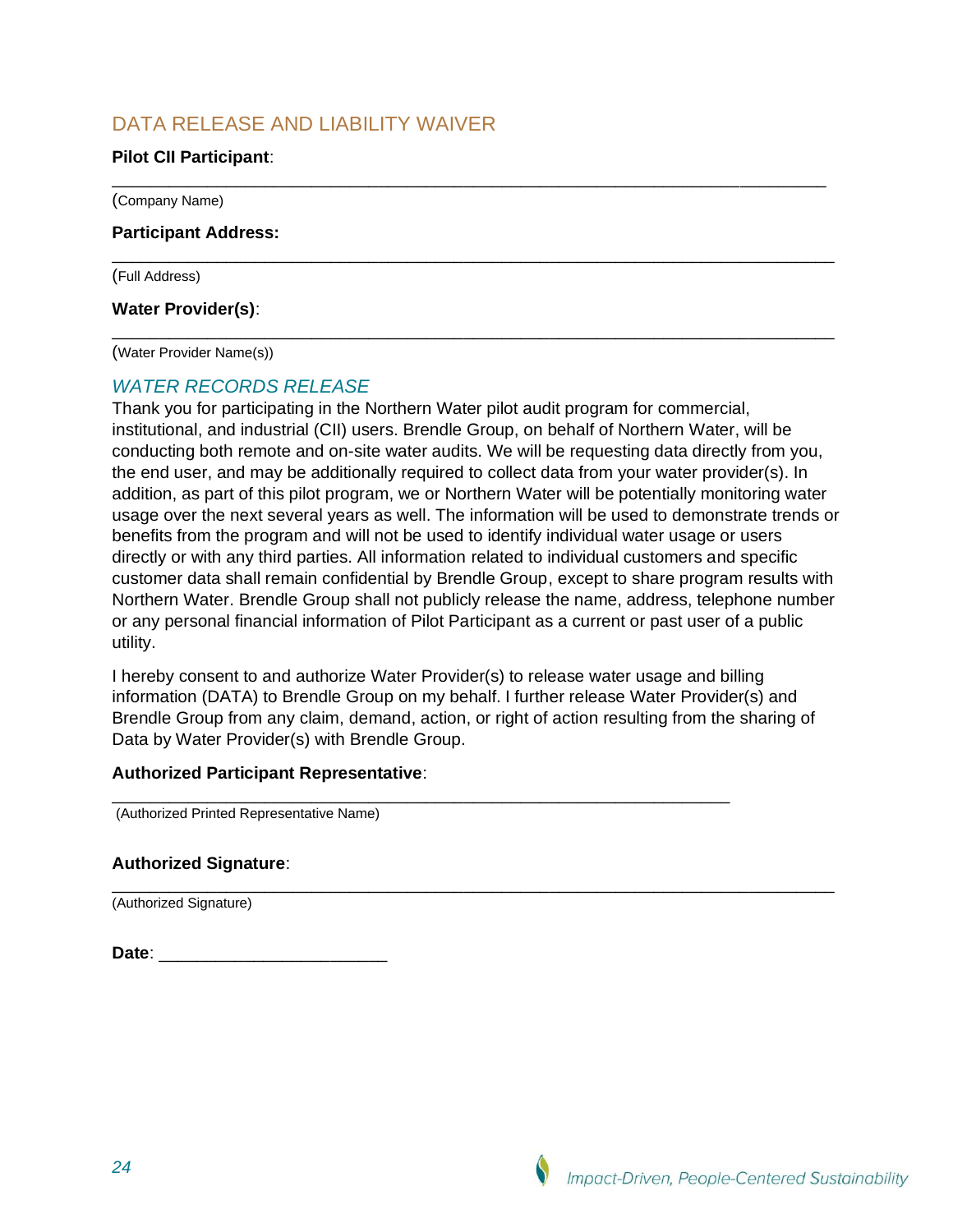## DATA RELEASE AND LIABILITY WAIVER

**Pilot CII Participant**:

______________________________________________________________________

(Company Name)

**Participant Address:**

______________________________________________________________________

(Full Address)

**Water Provider(s)**:

______________________________________________________________________

(Water Provider Name(s))

### *WATER RECORDS RELEASE*

Thank you for participating in the Northern Water pilot audit program for commercial, institutional, and industrial (CII) users. Brendle Group, on behalf of Northern Water, will be conducting both remote and on-site water audits. We will be requesting data directly from you, the end user, and may be additionally required to collect data from your water provider(s). In addition, as part of this pilot program, we or Northern Water will be potentially monitoring water usage over the next several years as well. The information will be used to demonstrate trends or benefits from the program and will not be used to identify individual water usage or users directly or with any third parties. All information related to individual customers and specific customer data shall remain confidential by Brendle Group, except to share program results with Northern Water. Brendle Group shall not publicly release the name, address, telephone number or any personal financial information of Pilot Participant as a current or past user of a public utility.

I hereby consent to and authorize Water Provider(s) to release water usage and billing information (DATA) to Brendle Group on my behalf. I further release Water Provider(s) and Brendle Group from any claim, demand, action, or right of action resulting from the sharing of Data by Water Provider(s) with Brendle Group.

**Authorized Participant Representative**:

______________________________________________________________

(Authorized Printed Representative Name)

**Authorized Signature**:

______________________________________________________________________

(Authorized Signature)

**Date**: ________________________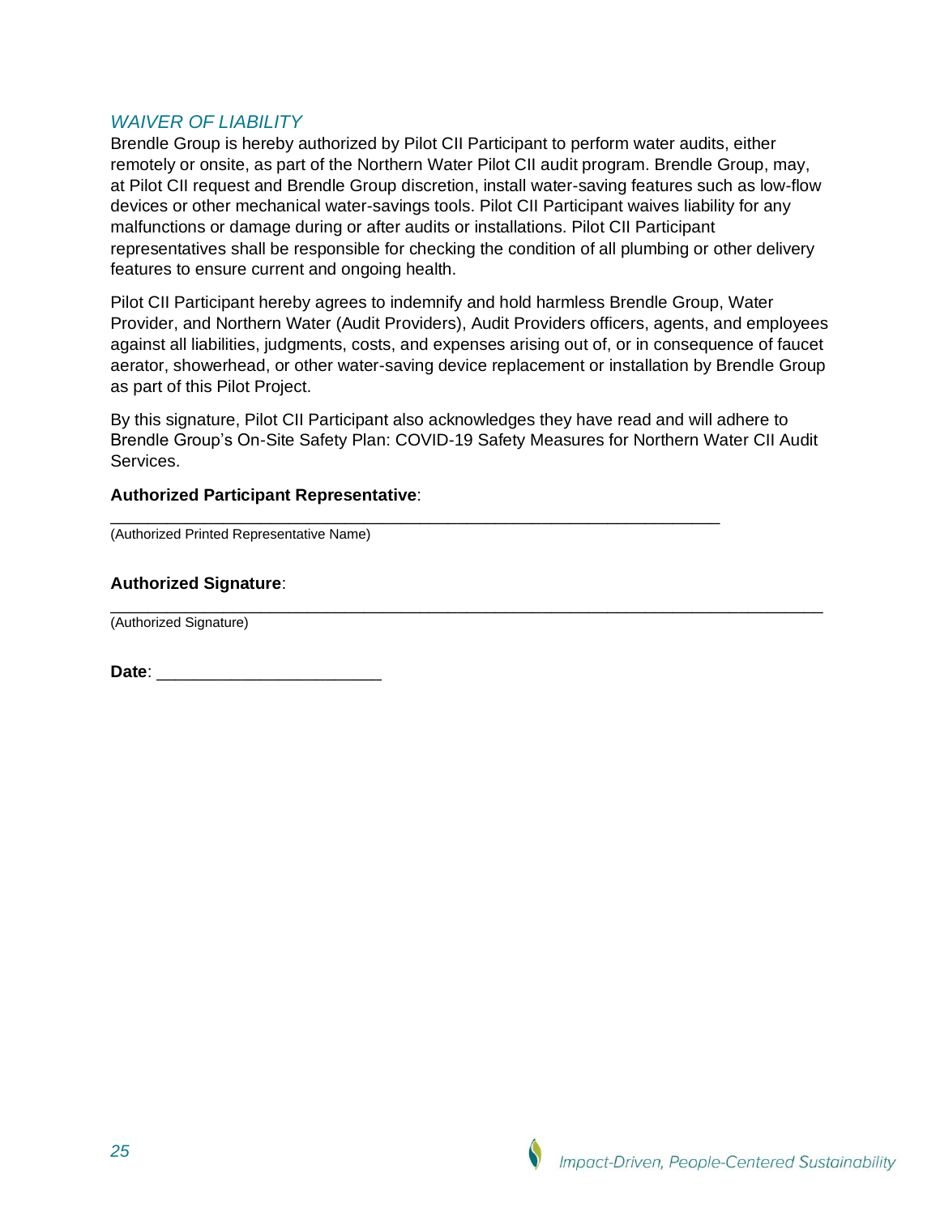## *WAIVER OF LIABILITY*

Brendle Group is hereby authorized by Pilot CII Participant to perform water audits, either remotely or onsite, as part of the Northern Water Pilot CII audit program. Brendle Group, may, at Pilot CII request and Brendle Group discretion, install water-saving features such as low-flow devices or other mechanical water-savings tools. Pilot CII Participant waives liability for any malfunctions or damage during or after audits or installations. Pilot CII Participant representatives shall be responsible for checking the condition of all plumbing or other delivery features to ensure current and ongoing health.

Pilot CII Participant hereby agrees to indemnify and hold harmless Brendle Group, Water Provider, and Northern Water (Audit Providers), Audit Providers officers, agents, and employees against all liabilities, judgments, costs, and expenses arising out of, or in consequence of faucet aerator, showerhead, or other water-saving device replacement or installation by Brendle Group as part of this Pilot Project.

By this signature, Pilot CII Participant also acknowledges they have read and will adhere to Brendle Group's On-Site Safety Plan: COVID-19 Safety Measures for Northern Water CII Audit Services.

**Authorized Participant Representative**:

___________________________________________________________________

(Authorized Printed Representative Name)

**Authorized Signature**:

_______________________________________________________________________________

(Authorized Signature)

**Date**: _________________________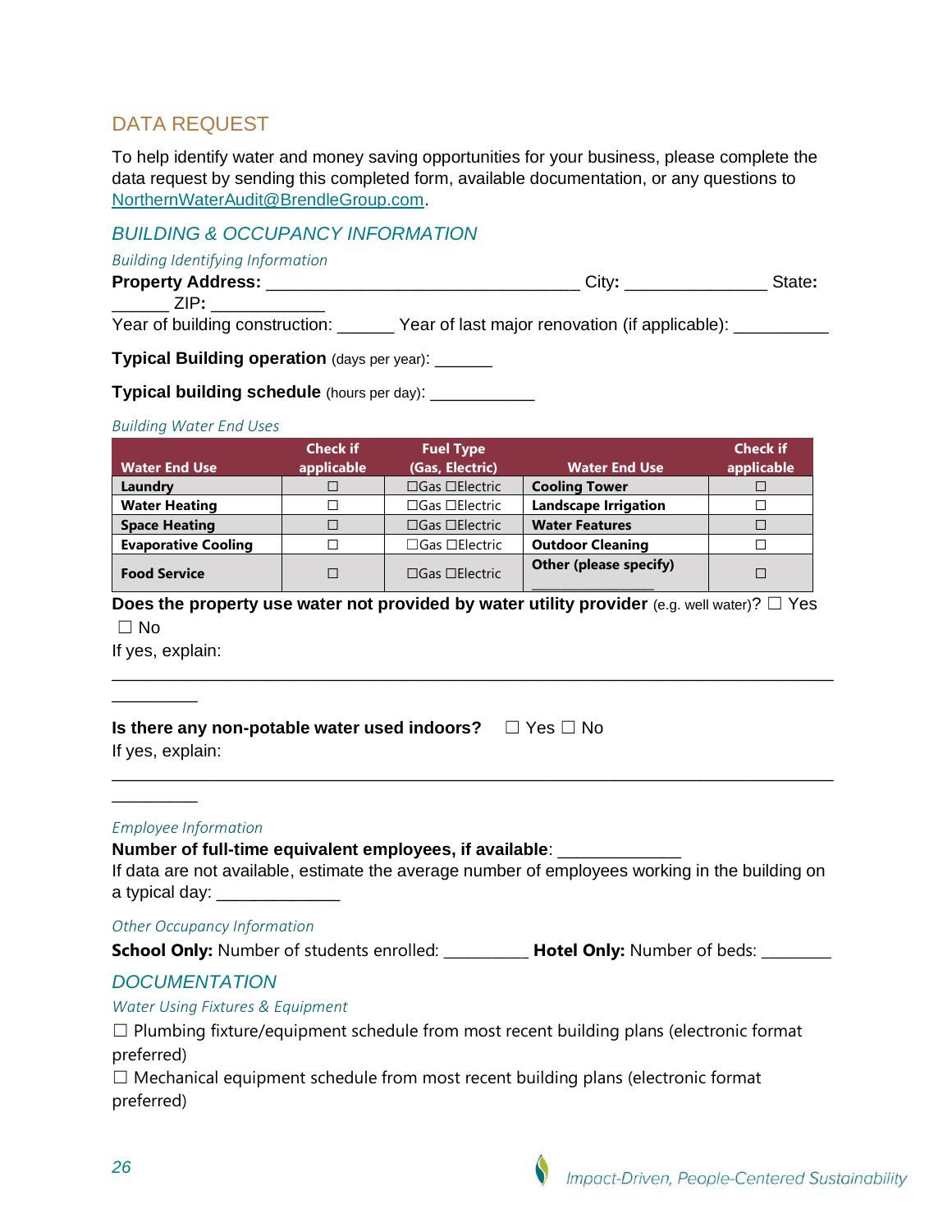## DATA REQUEST

To help identify water and money saving opportunities for your business, please complete the data request by sending this completed form, available documentation, or any questions to NorthernWaterAudit@BrendleGroup.com.

### BUILDING & OCCUPANCY INFORMATION

*Building Identifying Information*

**Property Address:** ________________________________ City**:** ______________ State**:** ______ ZIP**:** ____________

Year of building construction: ______ Year of last major renovation (if applicable): __________

**Typical Building operation** (days per year): ______

**Typical building schedule** (hours per day): ___________

*Building Water End Uses*

| Water End Use | Check if applicable | Fuel Type (Gas, Electric) | Water End Use | Check if applicable |
|---|---|---|---|---|
| **Laundry** | ☐ | ☐Gas ☐Electric | **Cooling Tower** | ☐ |
| **Water Heating** | ☐ | ☐Gas ☐Electric | **Landscape Irrigation** | ☐ |
| **Space Heating** | ☐ | ☐Gas ☐Electric | **Water Features** | ☐ |
| **Evaporative Cooling** | ☐ | ☐Gas ☐Electric | **Outdoor Cleaning** | ☐ |
| **Food Service** | ☐ | ☐Gas ☐Electric | **Other (please specify)** ______________ | ☐ |

**Does the property use water not provided by water utility provider** (e.g. well water)? ☐ Yes ☐ No

If yes, explain: ______________________________________________________________________________

**Is there any non-potable water used indoors?** ☐ Yes ☐ No

If yes, explain: ______________________________________________________________________________

*Employee Information*

**Number of full-time equivalent employees, if available**: _____________

If data are not available, estimate the average number of employees working in the building on a typical day: _____________

*Other Occupancy Information*

**School Only:** Number of students enrolled: __________ **Hotel Only:** Number of beds: ________

### DOCUMENTATION

*Water Using Fixtures & Equipment*

☐ Plumbing fixture/equipment schedule from most recent building plans (electronic format preferred)

☐ Mechanical equipment schedule from most recent building plans (electronic format preferred)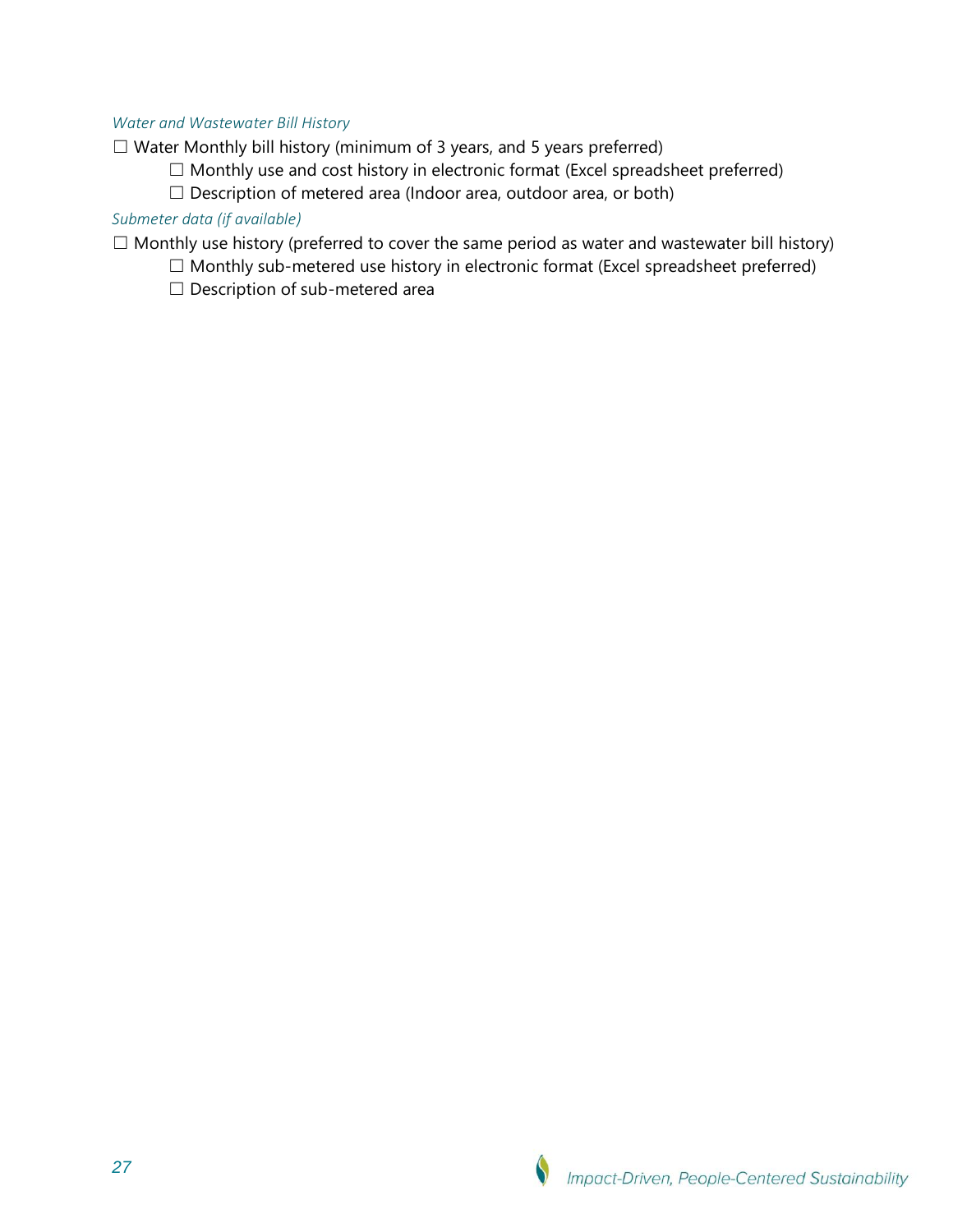*Water and Wastewater Bill History*

☐ Water Monthly bill history (minimum of 3 years, and 5 years preferred)

- ☐ Monthly use and cost history in electronic format (Excel spreadsheet preferred)
- ☐ Description of metered area (Indoor area, outdoor area, or both)

*Submeter data (if available)*

☐ Monthly use history (preferred to cover the same period as water and wastewater bill history)

- ☐ Monthly sub-metered use history in electronic format (Excel spreadsheet preferred)
- ☐ Description of sub-metered area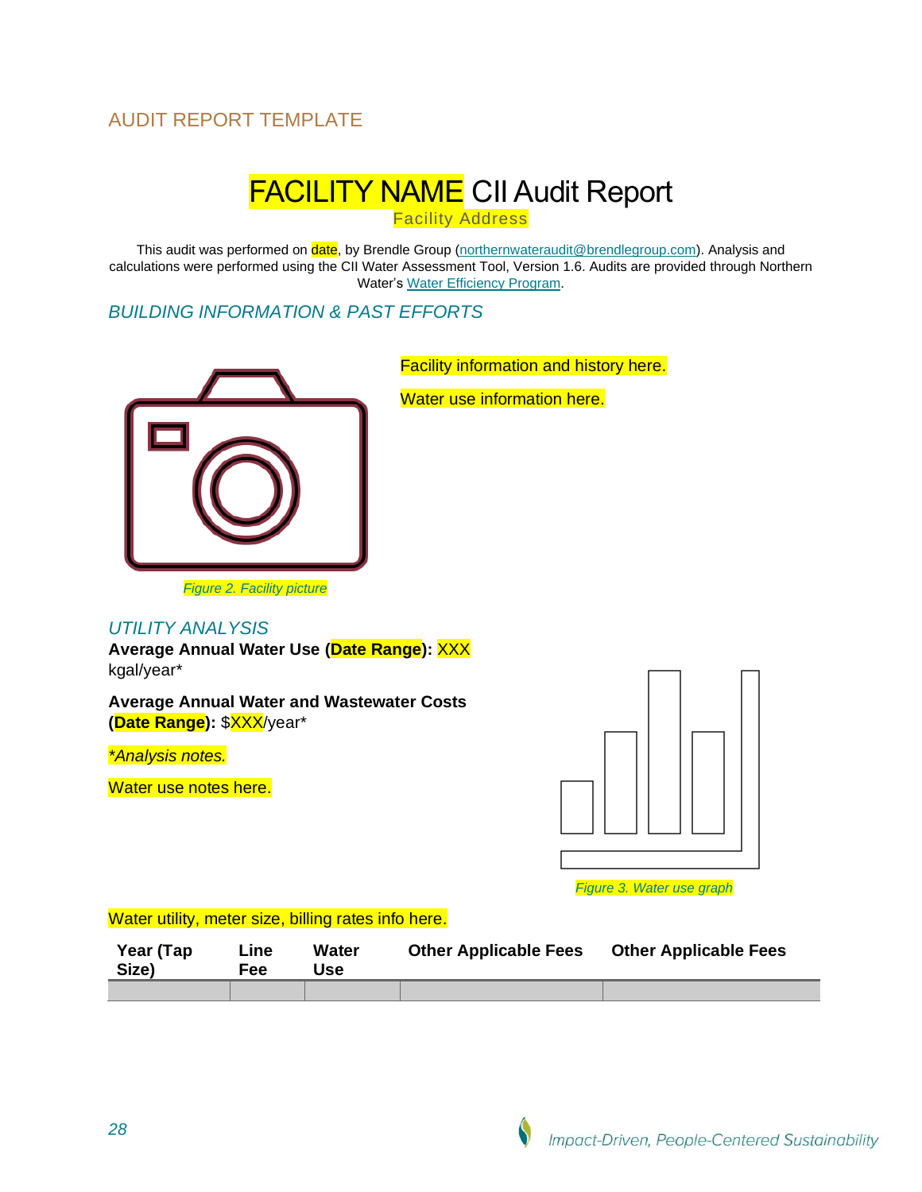AUDIT REPORT TEMPLATE

# FACILITY NAME CII Audit Report

Facility Address

This audit was performed on date, by Brendle Group (northernwateraudit@brendlegroup.com). Analysis and calculations were performed using the CII Water Assessment Tool, Version 1.6. Audits are provided through Northern Water's Water Efficiency Program.

## BUILDING INFORMATION & PAST EFFORTS

Facility information and history here.

Water use information here.

*Figure 2. Facility picture*

## UTILITY ANALYSIS

**Average Annual Water Use (Date Range): XXX** kgal/year*

**Average Annual Water and Wastewater Costs (Date Range):** $XXX/year*

*\*Analysis notes.*

Water use notes here.

*Figure 3. Water use graph*

Water utility, meter size, billing rates info here.

| Year (Tap Size) | Line Fee | Water Use | Other Applicable Fees | Other Applicable Fees |
|---|---|---|---|---|
| | | | | |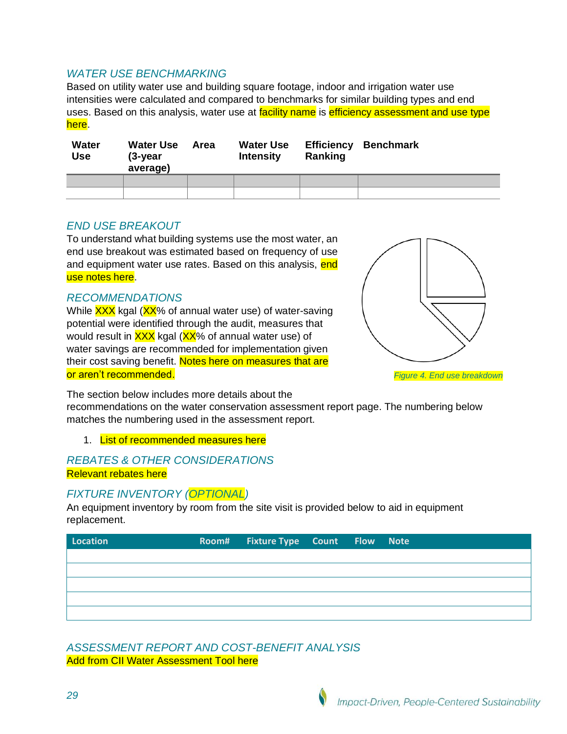## *WATER USE BENCHMARKING*

Based on utility water use and building square footage, indoor and irrigation water use intensities were calculated and compared to benchmarks for similar building types and end uses. Based on this analysis, water use at facility name is efficiency assessment and use type here.

| Water Use | Water Use (3-year average) | Area | Water Use Intensity | Efficiency Ranking | Benchmark |
|---|---|---|---|---|---|
| | | | | | |
| | | | | | |

## *END USE BREAKOUT*

To understand what building systems use the most water, an end use breakout was estimated based on frequency of use and equipment water use rates. Based on this analysis, end use notes here.

*Figure 4. End use breakdown*

## *RECOMMENDATIONS*

While XXX kgal (XX% of annual water use) of water-saving potential were identified through the audit, measures that would result in XXX kgal (XX% of annual water use) of water savings are recommended for implementation given their cost saving benefit. Notes here on measures that are or aren't recommended.

The section below includes more details about the recommendations on the water conservation assessment report page. The numbering below matches the numbering used in the assessment report.

1. List of recommended measures here

## *REBATES & OTHER CONSIDERATIONS*

Relevant rebates here

## *FIXTURE INVENTORY (OPTIONAL)*

An equipment inventory by room from the site visit is provided below to aid in equipment replacement.

| Location | Room# | Fixture Type | Count | Flow | Note |
|---|---|---|---|---|---|
| | | | | | |
| | | | | | |
| | | | | | |
| | | | | | |
| | | | | | |

## *ASSESSMENT REPORT AND COST-BENEFIT ANALYSIS*

Add from CII Water Assessment Tool here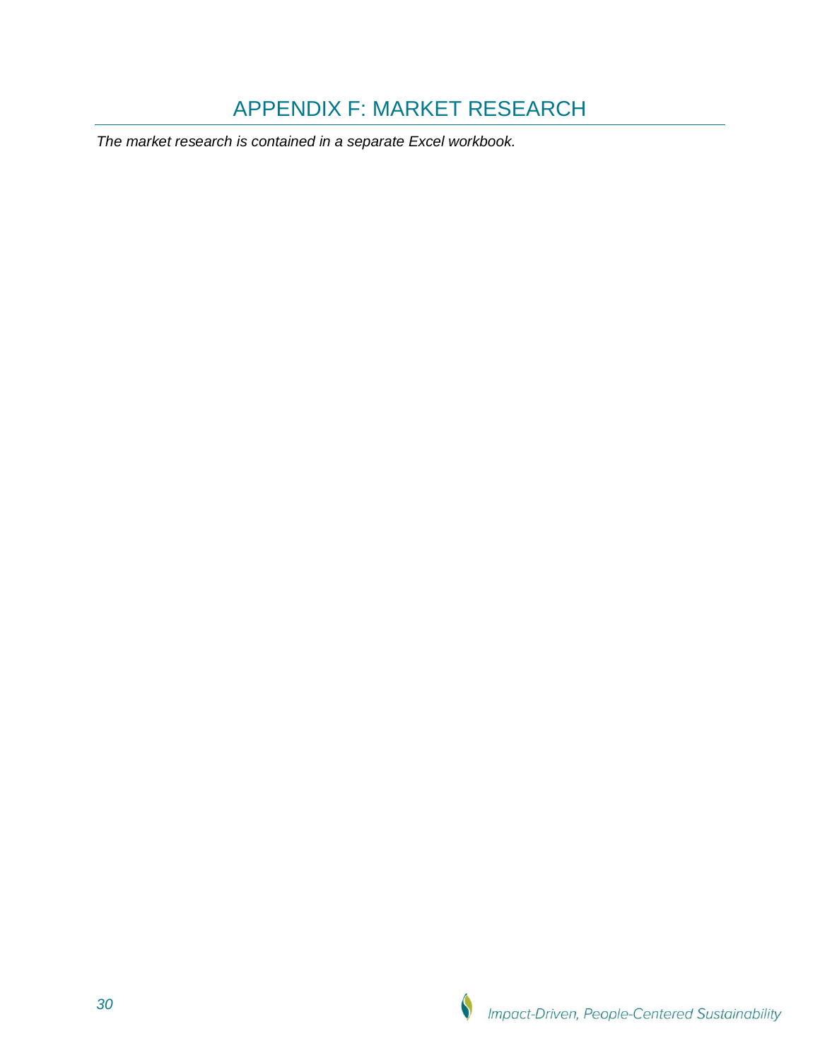# APPENDIX F: MARKET RESEARCH

*The market research is contained in a separate Excel workbook.*